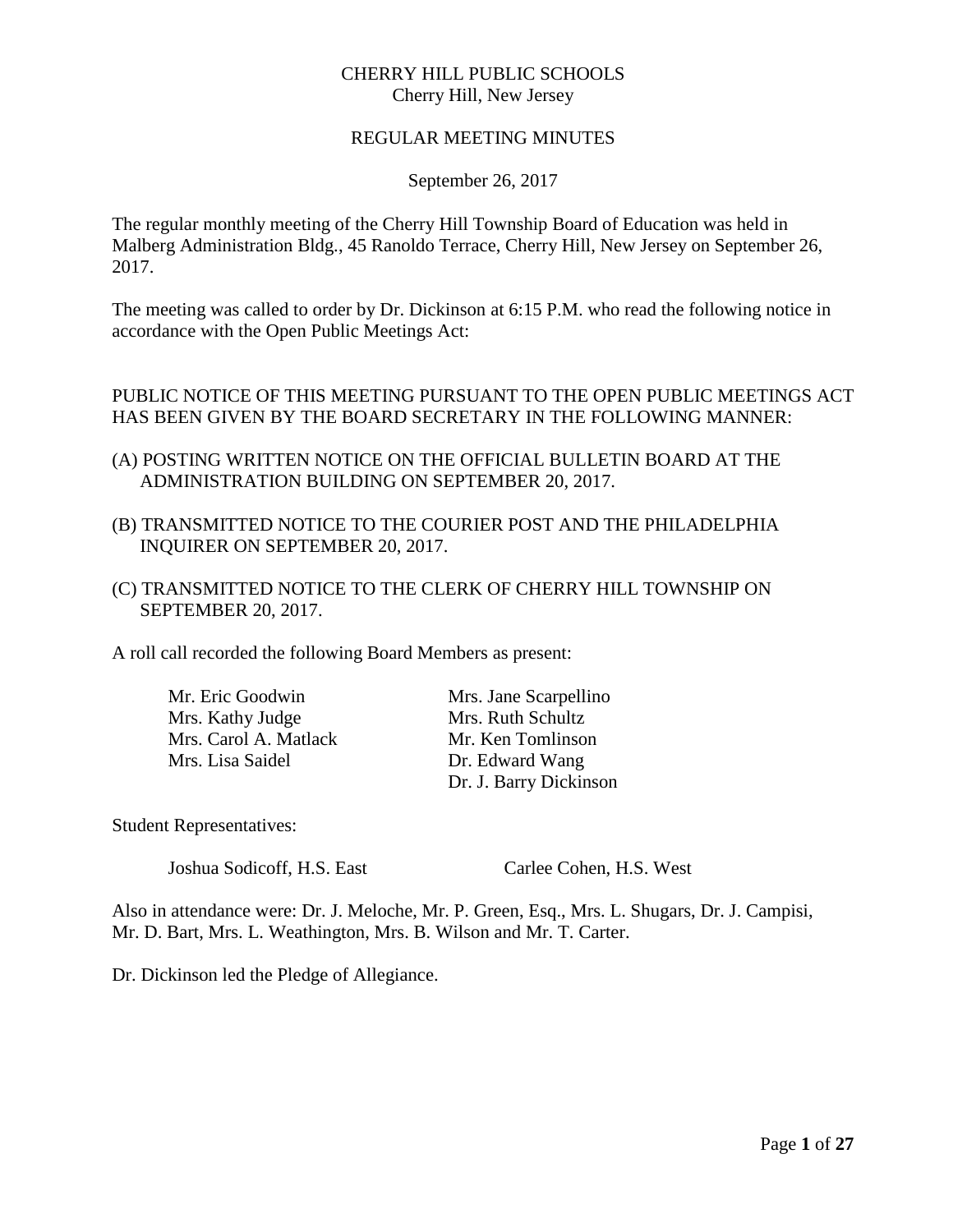# CHERRY HILL PUBLIC SCHOOLS

Cherry Hill, New Jersey

## REGULAR MEETING MINUTES

September 26, 2017

The regular monthly meeting of the Cherry Hill Township Board of Education was held in Malberg Administration Bldg., 45 Ranoldo Terrace, Cherry Hill, New Jersey on September 26, 2017.

The meeting was called to order by Dr. Dickinson at 6:15 P.M. who read the following notice in accordance with the Open Public Meetings Act:

PUBLIC NOTICE OF THIS MEETING PURSUANT TO THE OPEN PUBLIC MEETINGS ACT HAS BEEN GIVEN BY THE BOARD SECRETARY IN THE FOLLOWING MANNER:

(A) POSTING WRITTEN NOTICE ON THE OFFICIAL BULLETIN BOARD AT THE ADMINISTRATION BUILDING ON SEPTEMBER 20, 2017.

(B) TRANSMITTED NOTICE TO THE COURIER POST AND THE PHILADELPHIA INQUIRER ON SEPTEMBER 20, 2017.

(C) TRANSMITTED NOTICE TO THE CLERK OF CHERRY HILL TOWNSHIP ON SEPTEMBER 20, 2017.

A roll call recorded the following Board Members as present:

Mr. Eric Goodwin
Mrs. Kathy Judge
Mrs. Carol A. Matlack
Mrs. Lisa Saidel
Mrs. Jane Scarpellino
Mrs. Ruth Schultz
Mr. Ken Tomlinson
Dr. Edward Wang
Dr. J. Barry Dickinson

Student Representatives:

Joshua Sodicoff, H.S. East
Carlee Cohen, H.S. West

Also in attendance were: Dr. J. Meloche, Mr. P. Green, Esq., Mrs. L. Shugars, Dr. J. Campisi, Mr. D. Bart, Mrs. L. Weathington, Mrs. B. Wilson and Mr. T. Carter.

Dr. Dickinson led the Pledge of Allegiance.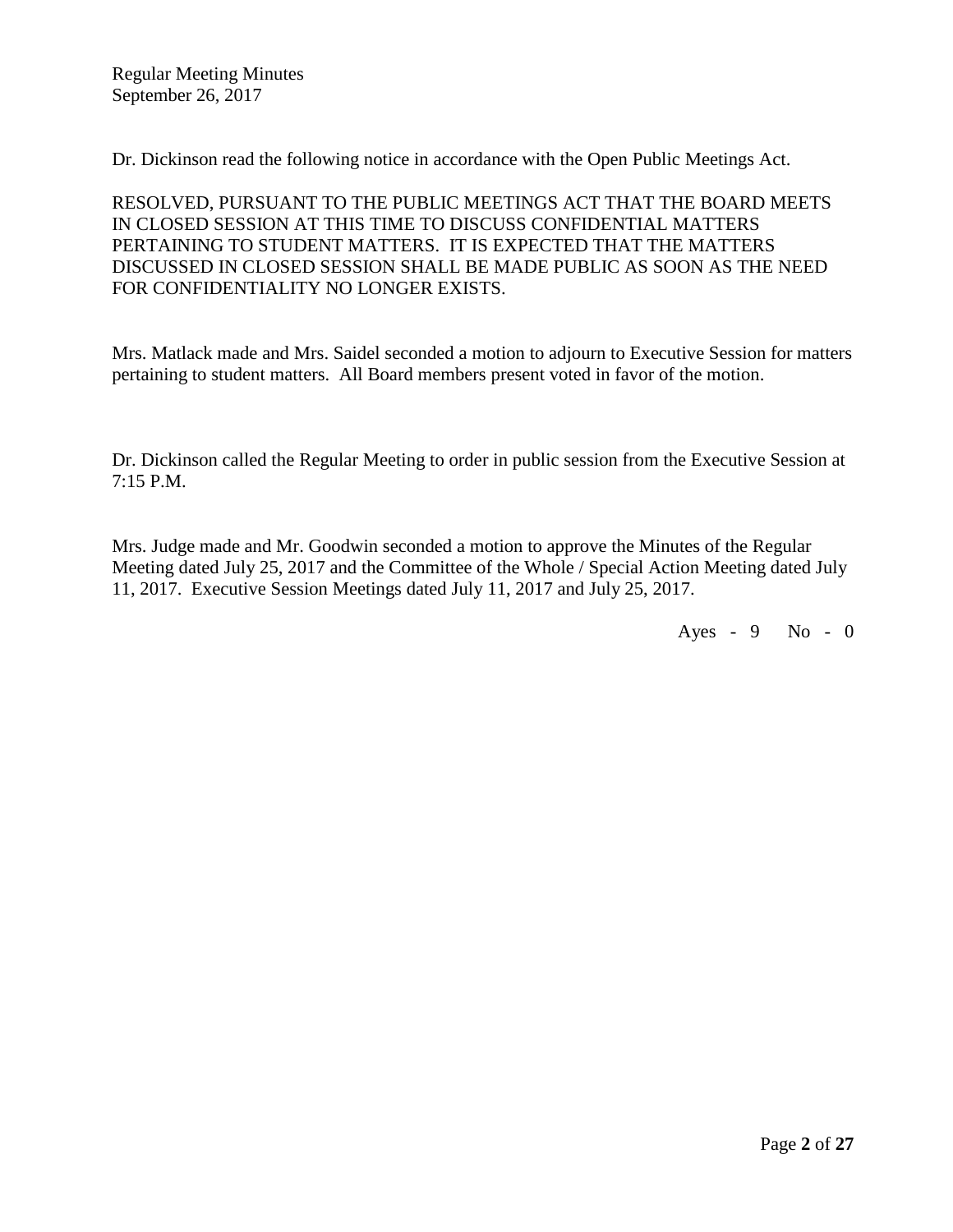Dr. Dickinson read the following notice in accordance with the Open Public Meetings Act.

RESOLVED, PURSUANT TO THE PUBLIC MEETINGS ACT THAT THE BOARD MEETS IN CLOSED SESSION AT THIS TIME TO DISCUSS CONFIDENTIAL MATTERS PERTAINING TO STUDENT MATTERS. IT IS EXPECTED THAT THE MATTERS DISCUSSED IN CLOSED SESSION SHALL BE MADE PUBLIC AS SOON AS THE NEED FOR CONFIDENTIALITY NO LONGER EXISTS.

Mrs. Matlack made and Mrs. Saidel seconded a motion to adjourn to Executive Session for matters pertaining to student matters. All Board members present voted in favor of the motion.

Dr. Dickinson called the Regular Meeting to order in public session from the Executive Session at 7:15 P.M.

Mrs. Judge made and Mr. Goodwin seconded a motion to approve the Minutes of the Regular Meeting dated July 25, 2017 and the Committee of the Whole / Special Action Meeting dated July 11, 2017. Executive Session Meetings dated July 11, 2017 and July 25, 2017.

Ayes - 9 No - 0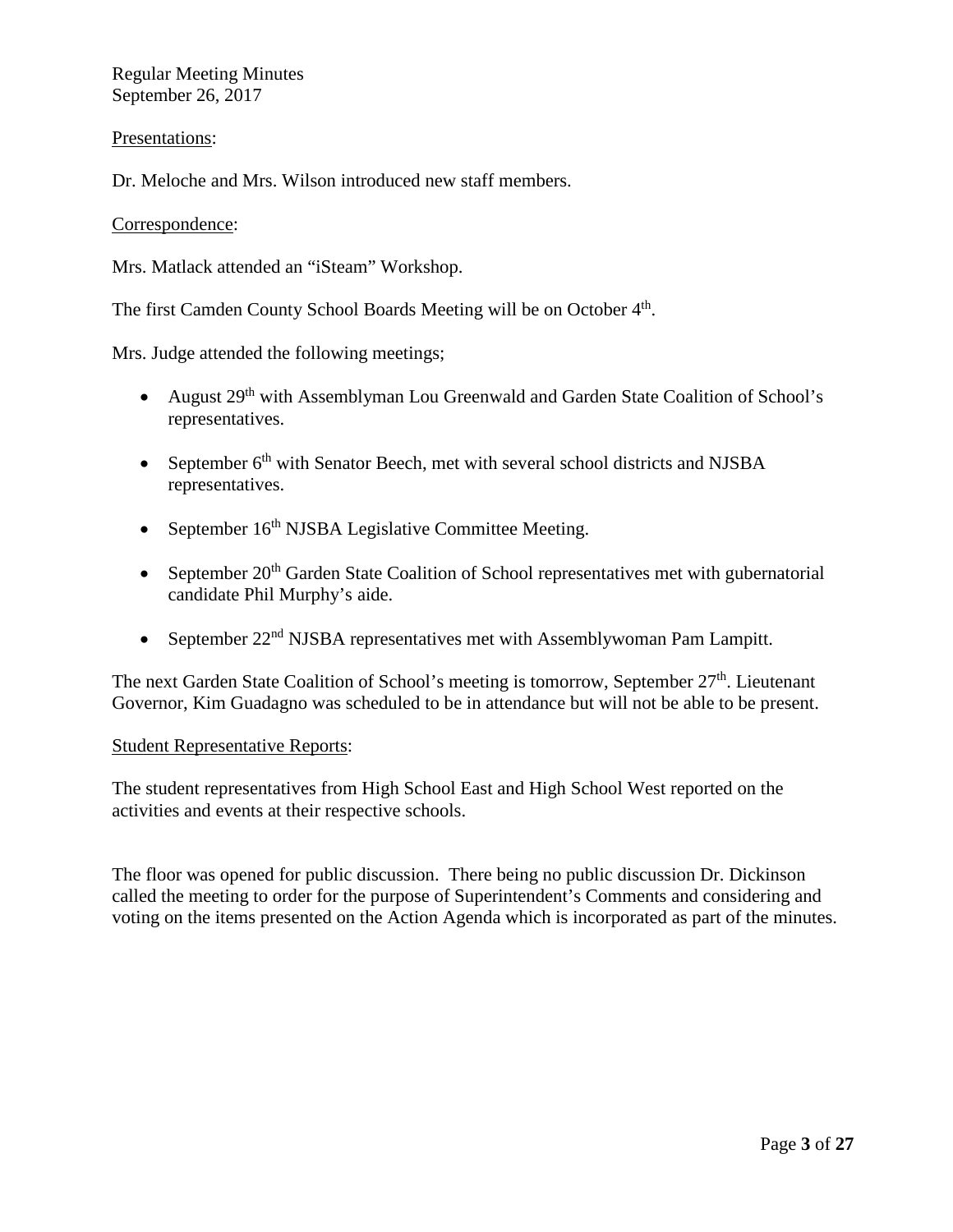Regular Meeting Minutes
September 26, 2017

Presentations:

Dr. Meloche and Mrs. Wilson introduced new staff members.

Correspondence:

Mrs. Matlack attended an "iSteam" Workshop.

The first Camden County School Boards Meeting will be on October 4th.

Mrs. Judge attended the following meetings;

- August 29th with Assemblyman Lou Greenwald and Garden State Coalition of School's representatives.
- September 6th with Senator Beech, met with several school districts and NJSBA representatives.
- September 16th NJSBA Legislative Committee Meeting.
- September 20th Garden State Coalition of School representatives met with gubernatorial candidate Phil Murphy's aide.
- September 22nd NJSBA representatives met with Assemblywoman Pam Lampitt.

The next Garden State Coalition of School's meeting is tomorrow, September 27th. Lieutenant Governor, Kim Guadagno was scheduled to be in attendance but will not be able to be present.

Student Representative Reports:

The student representatives from High School East and High School West reported on the activities and events at their respective schools.

The floor was opened for public discussion. There being no public discussion Dr. Dickinson called the meeting to order for the purpose of Superintendent's Comments and considering and voting on the items presented on the Action Agenda which is incorporated as part of the minutes.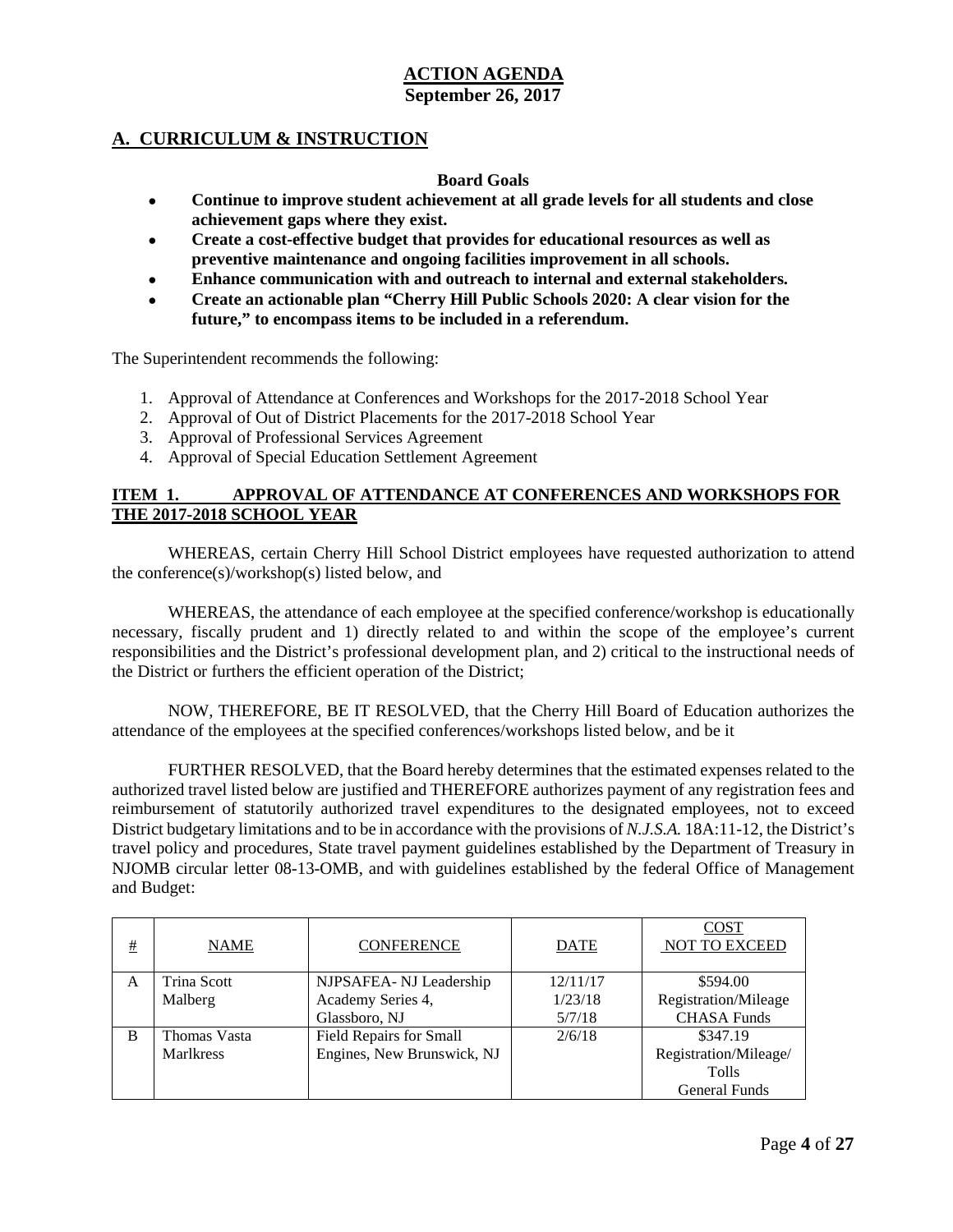# ACTION AGENDA
**September 26, 2017**

## A. CURRICULUM & INSTRUCTION

**Board Goals**

- **Continue to improve student achievement at all grade levels for all students and close achievement gaps where they exist.**
- **Create a cost-effective budget that provides for educational resources as well as preventive maintenance and ongoing facilities improvement in all schools.**
- **Enhance communication with and outreach to internal and external stakeholders.**
- **Create an actionable plan "Cherry Hill Public Schools 2020: A clear vision for the future," to encompass items to be included in a referendum.**

The Superintendent recommends the following:

1. Approval of Attendance at Conferences and Workshops for the 2017-2018 School Year
2. Approval of Out of District Placements for the 2017-2018 School Year
3. Approval of Professional Services Agreement
4. Approval of Special Education Settlement Agreement

### ITEM 1. APPROVAL OF ATTENDANCE AT CONFERENCES AND WORKSHOPS FOR THE 2017-2018 SCHOOL YEAR

WHEREAS, certain Cherry Hill School District employees have requested authorization to attend the conference(s)/workshop(s) listed below, and

WHEREAS, the attendance of each employee at the specified conference/workshop is educationally necessary, fiscally prudent and 1) directly related to and within the scope of the employee's current responsibilities and the District's professional development plan, and 2) critical to the instructional needs of the District or furthers the efficient operation of the District;

NOW, THEREFORE, BE IT RESOLVED, that the Cherry Hill Board of Education authorizes the attendance of the employees at the specified conferences/workshops listed below, and be it

FURTHER RESOLVED, that the Board hereby determines that the estimated expenses related to the authorized travel listed below are justified and THEREFORE authorizes payment of any registration fees and reimbursement of statutorily authorized travel expenditures to the designated employees, not to exceed District budgetary limitations and to be in accordance with the provisions of *N.J.S.A.* 18A:11-12, the District's travel policy and procedures, State travel payment guidelines established by the Department of Treasury in NJOMB circular letter 08-13-OMB, and with guidelines established by the federal Office of Management and Budget:

| # | NAME | CONFERENCE | DATE | COST NOT TO EXCEED |
|---|---|---|---|---|
| A | Trina Scott Malberg | NJPSAFEA- NJ Leadership Academy Series 4, Glassboro, NJ | 12/11/17 1/23/18 5/7/18 | $594.00 Registration/Mileage CHASA Funds |
| B | Thomas Vasta Marlkress | Field Repairs for Small Engines, New Brunswick, NJ | 2/6/18 | $347.19 Registration/Mileage/ Tolls General Funds |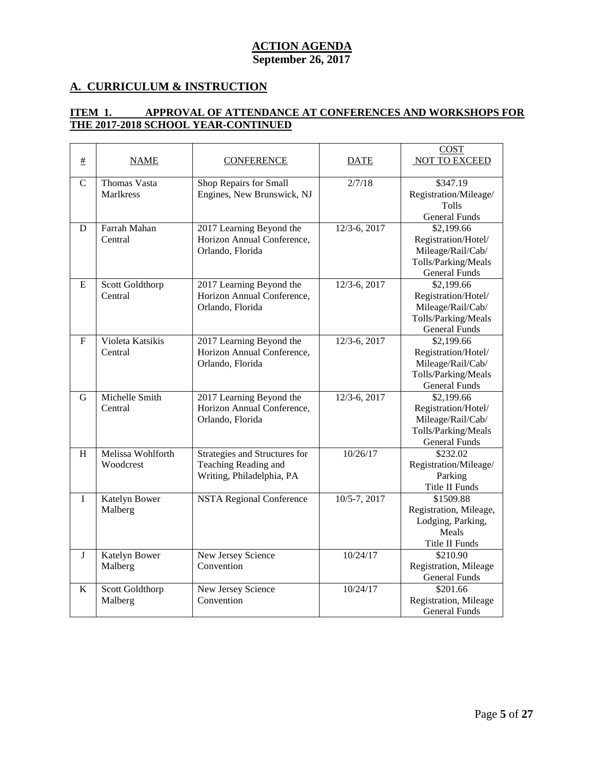# ACTION AGENDA
## September 26, 2017

## A. CURRICULUM & INSTRUCTION

### ITEM 1. APPROVAL OF ATTENDANCE AT CONFERENCES AND WORKSHOPS FOR THE 2017-2018 SCHOOL YEAR-CONTINUED

| # | NAME | CONFERENCE | DATE | COST NOT TO EXCEED |
|---|---|---|---|---|
| C | Thomas Vasta<br>Marlkress | Shop Repairs for Small Engines, New Brunswick, NJ | 2/7/18 | $347.19<br>Registration/Mileage/ Tolls<br>General Funds |
| D | Farrah Mahan<br>Central | 2017 Learning Beyond the Horizon Annual Conference, Orlando, Florida | 12/3-6, 2017 | $2,199.66<br>Registration/Hotel/ Mileage/Rail/Cab/ Tolls/Parking/Meals<br>General Funds |
| E | Scott Goldthorp<br>Central | 2017 Learning Beyond the Horizon Annual Conference, Orlando, Florida | 12/3-6, 2017 | $2,199.66<br>Registration/Hotel/ Mileage/Rail/Cab/ Tolls/Parking/Meals<br>General Funds |
| F | Violeta Katsikis<br>Central | 2017 Learning Beyond the Horizon Annual Conference, Orlando, Florida | 12/3-6, 2017 | $2,199.66<br>Registration/Hotel/ Mileage/Rail/Cab/ Tolls/Parking/Meals<br>General Funds |
| G | Michelle Smith<br>Central | 2017 Learning Beyond the Horizon Annual Conference, Orlando, Florida | 12/3-6, 2017 | $2,199.66<br>Registration/Hotel/ Mileage/Rail/Cab/ Tolls/Parking/Meals<br>General Funds |
| H | Melissa Wohlforth<br>Woodcrest | Strategies and Structures for Teaching Reading and Writing, Philadelphia, PA | 10/26/17 | $232.02<br>Registration/Mileage/ Parking<br>Title II Funds |
| I | Katelyn Bower<br>Malberg | NSTA Regional Conference | 10/5-7, 2017 | $1509.88<br>Registration, Mileage, Lodging, Parking, Meals<br>Title II Funds |
| J | Katelyn Bower<br>Malberg | New Jersey Science Convention | 10/24/17 | $210.90<br>Registration, Mileage<br>General Funds |
| K | Scott Goldthorp<br>Malberg | New Jersey Science Convention | 10/24/17 | $201.66<br>Registration, Mileage<br>General Funds |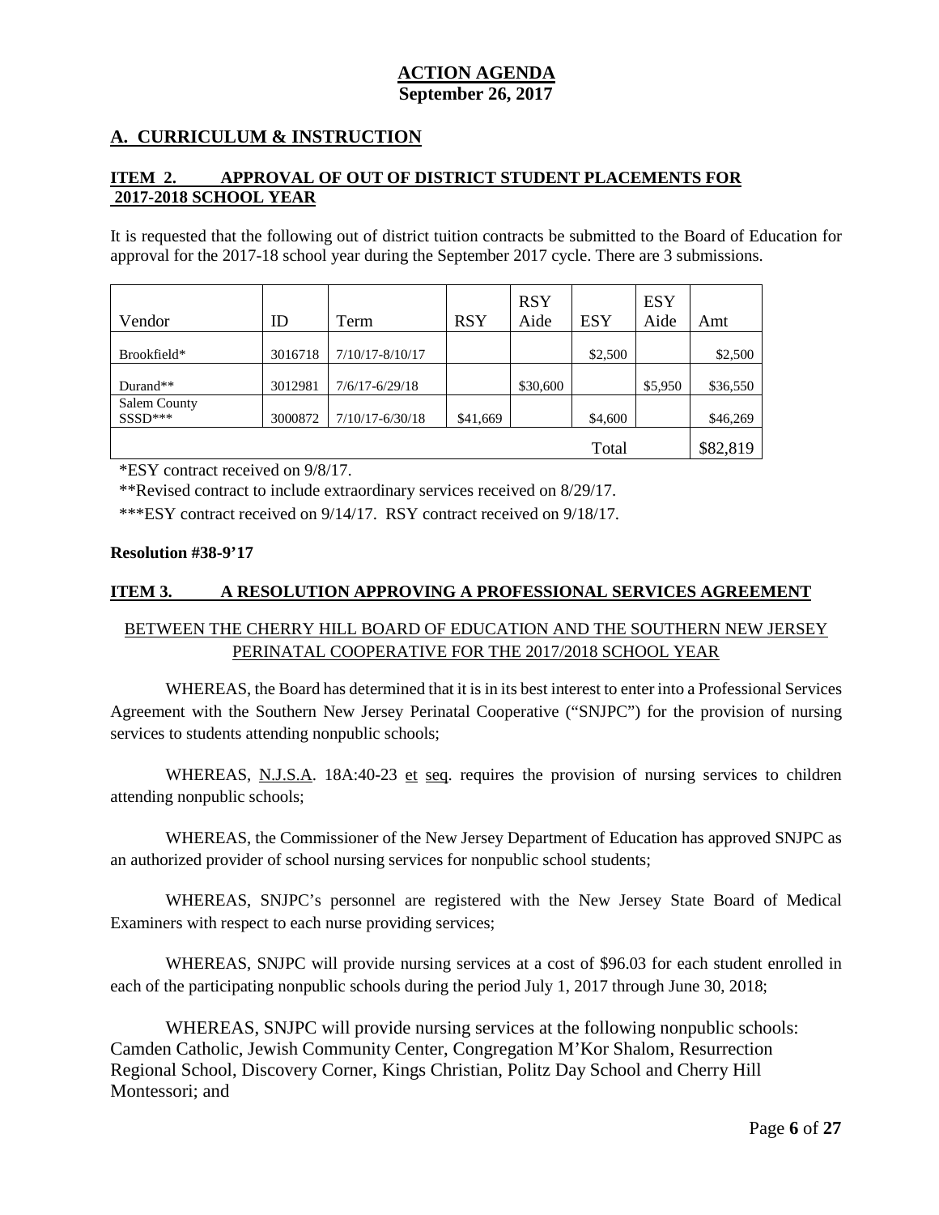**ACTION AGENDA**
**September 26, 2017**

## A. CURRICULUM & INSTRUCTION

### ITEM 2. APPROVAL OF OUT OF DISTRICT STUDENT PLACEMENTS FOR 2017-2018 SCHOOL YEAR

It is requested that the following out of district tuition contracts be submitted to the Board of Education for approval for the 2017-18 school year during the September 2017 cycle. There are 3 submissions.

| Vendor | ID | Term | RSY | RSY Aide | ESY | ESY Aide | Amt |
|---|---|---|---|---|---|---|---|
| Brookfield* | 3016718 | 7/10/17-8/10/17 | | | $2,500 | | $2,500 |
| Durand** | 3012981 | 7/6/17-6/29/18 | | $30,600 | | $5,950 | $36,550 |
| Salem County SSSD*** | 3000872 | 7/10/17-6/30/18 | $41,669 | | $4,600 | | $46,269 |
| | | | | | Total | | $82,819 |

*ESY contract received on 9/8/17.

**Revised contract to include extraordinary services received on 8/29/17.

***ESY contract received on 9/14/17. RSY contract received on 9/18/17.

**Resolution #38-9'17**

### ITEM 3. A RESOLUTION APPROVING A PROFESSIONAL SERVICES AGREEMENT BETWEEN THE CHERRY HILL BOARD OF EDUCATION AND THE SOUTHERN NEW JERSEY PERINATAL COOPERATIVE FOR THE 2017/2018 SCHOOL YEAR

WHEREAS, the Board has determined that it is in its best interest to enter into a Professional Services Agreement with the Southern New Jersey Perinatal Cooperative ("SNJPC") for the provision of nursing services to students attending nonpublic schools;

WHEREAS, N.J.S.A. 18A:40-23 et seq. requires the provision of nursing services to children attending nonpublic schools;

WHEREAS, the Commissioner of the New Jersey Department of Education has approved SNJPC as an authorized provider of school nursing services for nonpublic school students;

WHEREAS, SNJPC's personnel are registered with the New Jersey State Board of Medical Examiners with respect to each nurse providing services;

WHEREAS, SNJPC will provide nursing services at a cost of $96.03 for each student enrolled in each of the participating nonpublic schools during the period July 1, 2017 through June 30, 2018;

WHEREAS, SNJPC will provide nursing services at the following nonpublic schools: Camden Catholic, Jewish Community Center, Congregation M'Kor Shalom, Resurrection Regional School, Discovery Corner, Kings Christian, Politz Day School and Cherry Hill Montessori; and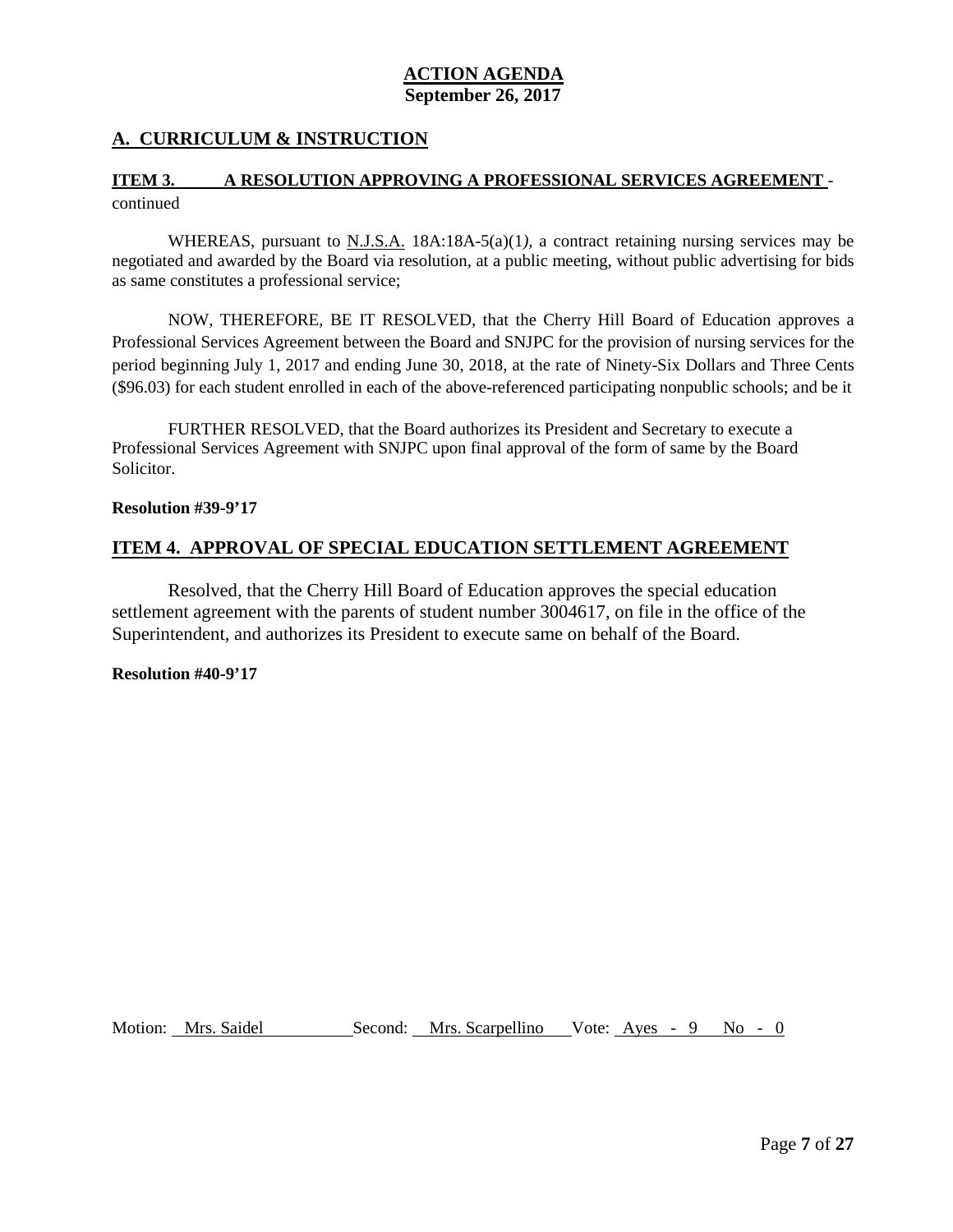**ACTION AGENDA**
**September 26, 2017**

## A. CURRICULUM & INSTRUCTION

### ITEM 3. A RESOLUTION APPROVING A PROFESSIONAL SERVICES AGREEMENT - continued

WHEREAS, pursuant to N.J.S.A. 18A:18A-5(a)(1*),* a contract retaining nursing services may be negotiated and awarded by the Board via resolution, at a public meeting, without public advertising for bids as same constitutes a professional service;

NOW, THEREFORE, BE IT RESOLVED, that the Cherry Hill Board of Education approves a Professional Services Agreement between the Board and SNJPC for the provision of nursing services for the period beginning July 1, 2017 and ending June 30, 2018, at the rate of Ninety-Six Dollars and Three Cents ($96.03) for each student enrolled in each of the above-referenced participating nonpublic schools; and be it

FURTHER RESOLVED, that the Board authorizes its President and Secretary to execute a Professional Services Agreement with SNJPC upon final approval of the form of same by the Board Solicitor.

**Resolution #39-9'17**

### ITEM 4. APPROVAL OF SPECIAL EDUCATION SETTLEMENT AGREEMENT

Resolved, that the Cherry Hill Board of Education approves the special education settlement agreement with the parents of student number 3004617, on file in the office of the Superintendent, and authorizes its President to execute same on behalf of the Board.

**Resolution #40-9'17**

Motion: Mrs. Saidel Second: Mrs. Scarpellino Vote: Ayes - 9 No - 0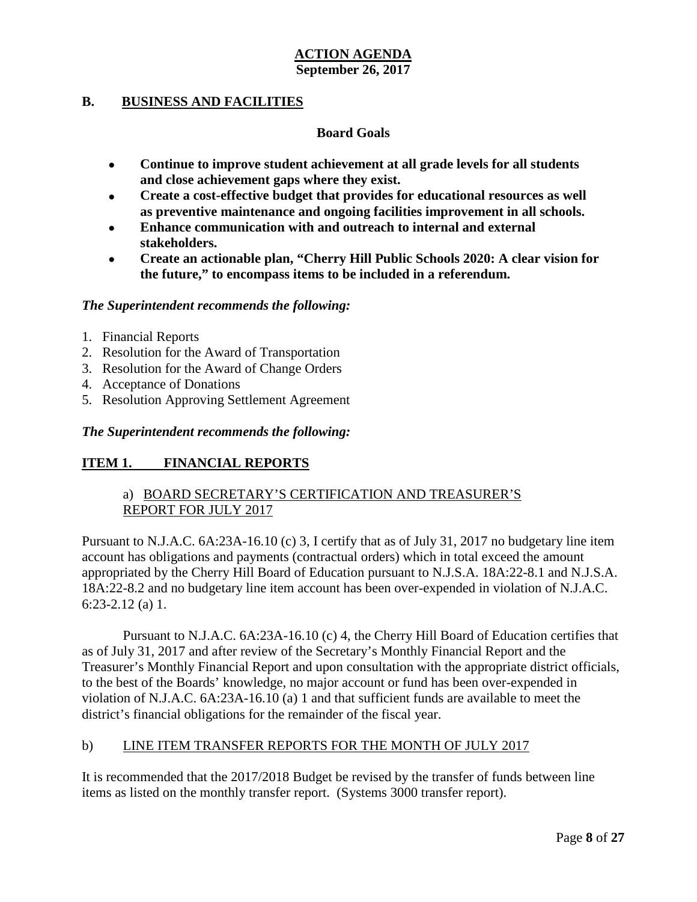**ACTION AGENDA**
**September 26, 2017**

## B. BUSINESS AND FACILITIES

**Board Goals**

- **Continue to improve student achievement at all grade levels for all students and close achievement gaps where they exist.**
- **Create a cost-effective budget that provides for educational resources as well as preventive maintenance and ongoing facilities improvement in all schools.**
- **Enhance communication with and outreach to internal and external stakeholders.**
- **Create an actionable plan, "Cherry Hill Public Schools 2020: A clear vision for the future," to encompass items to be included in a referendum.**

***The Superintendent recommends the following:***

1. Financial Reports
2. Resolution for the Award of Transportation
3. Resolution for the Award of Change Orders
4. Acceptance of Donations
5. Resolution Approving Settlement Agreement

***The Superintendent recommends the following:***

### ITEM 1. FINANCIAL REPORTS

a) BOARD SECRETARY'S CERTIFICATION AND TREASURER'S REPORT FOR JULY 2017

Pursuant to N.J.A.C. 6A:23A-16.10 (c) 3, I certify that as of July 31, 2017 no budgetary line item account has obligations and payments (contractual orders) which in total exceed the amount appropriated by the Cherry Hill Board of Education pursuant to N.J.S.A. 18A:22-8.1 and N.J.S.A. 18A:22-8.2 and no budgetary line item account has been over-expended in violation of N.J.A.C. 6:23-2.12 (a) 1.

Pursuant to N.J.A.C. 6A:23A-16.10 (c) 4, the Cherry Hill Board of Education certifies that as of July 31, 2017 and after review of the Secretary's Monthly Financial Report and the Treasurer's Monthly Financial Report and upon consultation with the appropriate district officials, to the best of the Boards' knowledge, no major account or fund has been over-expended in violation of N.J.A.C. 6A:23A-16.10 (a) 1 and that sufficient funds are available to meet the district's financial obligations for the remainder of the fiscal year.

b) LINE ITEM TRANSFER REPORTS FOR THE MONTH OF JULY 2017

It is recommended that the 2017/2018 Budget be revised by the transfer of funds between line items as listed on the monthly transfer report. (Systems 3000 transfer report).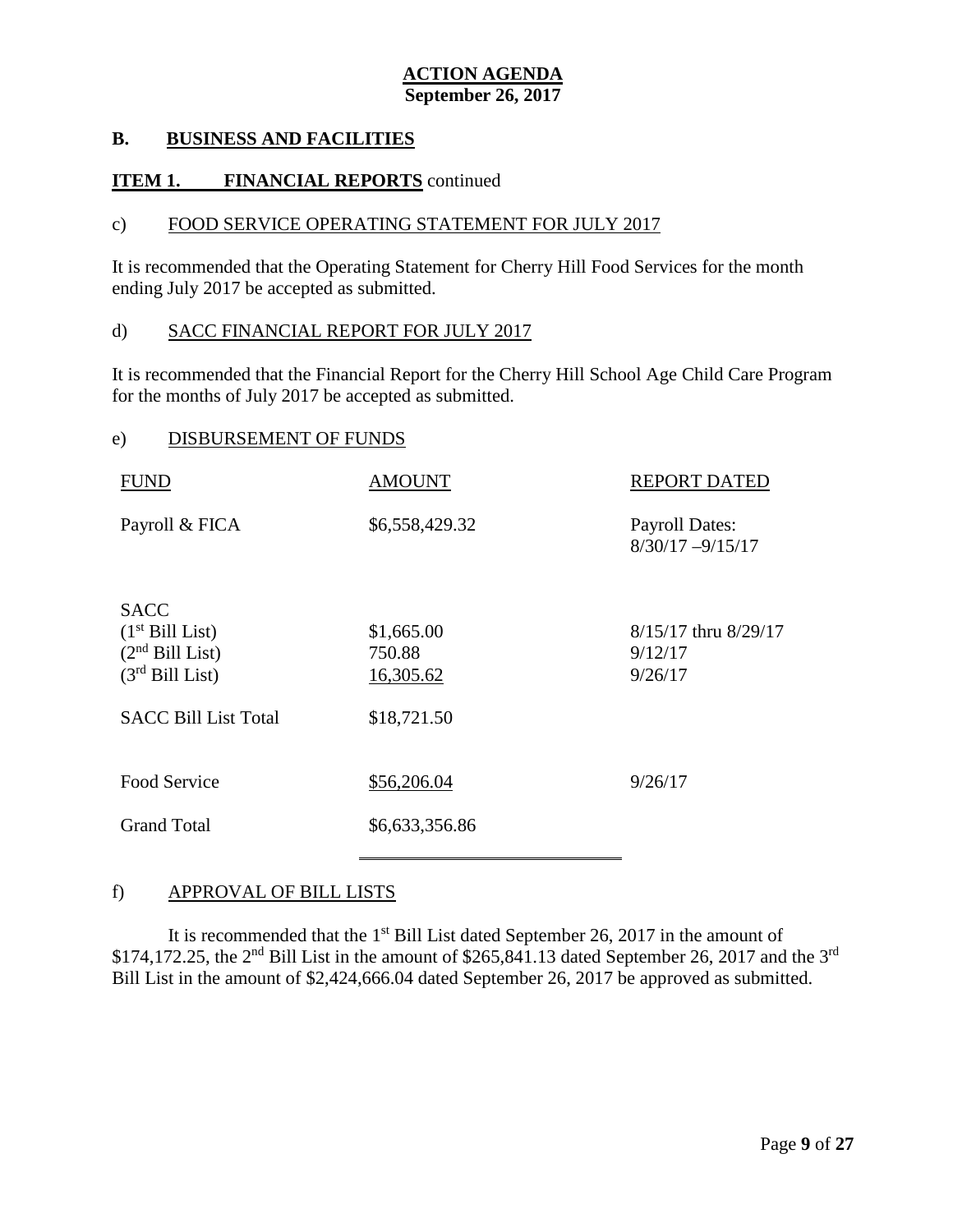# ACTION AGENDA

**September 26, 2017**

## B. BUSINESS AND FACILITIES

### ITEM 1. FINANCIAL REPORTS continued

c) FOOD SERVICE OPERATING STATEMENT FOR JULY 2017

It is recommended that the Operating Statement for Cherry Hill Food Services for the month ending July 2017 be accepted as submitted.

d) SACC FINANCIAL REPORT FOR JULY 2017

It is recommended that the Financial Report for the Cherry Hill School Age Child Care Program for the months of July 2017 be accepted as submitted.

e) DISBURSEMENT OF FUNDS

| FUND | AMOUNT | REPORT DATED |
|---|---|---|
| Payroll & FICA | \$6,558,429.32 | Payroll Dates: 8/30/17 –9/15/17 |
| SACC | | |
| (1st Bill List) | \$1,665.00 | 8/15/17 thru 8/29/17 |
| (2nd Bill List) | 750.88 | 9/12/17 |
| (3rd Bill List) | 16,305.62 | 9/26/17 |
| SACC Bill List Total | \$18,721.50 | |
| Food Service | \$56,206.04 | 9/26/17 |
| Grand Total | \$6,633,356.86 | |

f) APPROVAL OF BILL LISTS

It is recommended that the 1st Bill List dated September 26, 2017 in the amount of \$174,172.25, the 2nd Bill List in the amount of \$265,841.13 dated September 26, 2017 and the 3rd Bill List in the amount of \$2,424,666.04 dated September 26, 2017 be approved as submitted.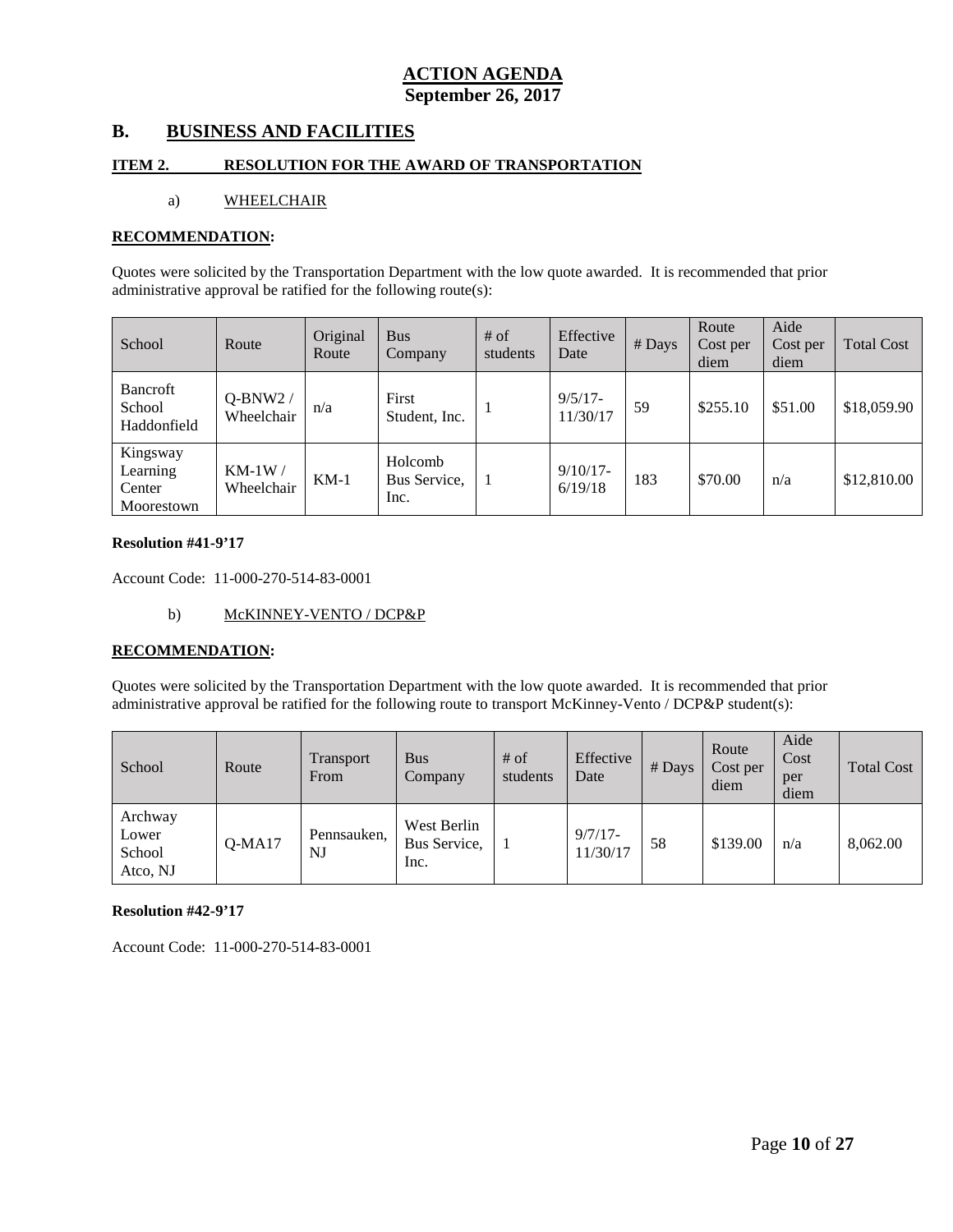# ACTION AGENDA
## September 26, 2017

## B. BUSINESS AND FACILITIES

### ITEM 2. RESOLUTION FOR THE AWARD OF TRANSPORTATION

a) WHEELCHAIR

**RECOMMENDATION:**

Quotes were solicited by the Transportation Department with the low quote awarded. It is recommended that prior administrative approval be ratified for the following route(s):

| School | Route | Original Route | Bus Company | # of students | Effective Date | # Days | Route Cost per diem | Aide Cost per diem | Total Cost |
|---|---|---|---|---|---|---|---|---|---|
| Bancroft School Haddonfield | Q-BNW2 / Wheelchair | n/a | First Student, Inc. | 1 | 9/5/17-11/30/17 | 59 | $255.10 | $51.00 | $18,059.90 |
| Kingsway Learning Center Moorestown | KM-1W / Wheelchair | KM-1 | Holcomb Bus Service, Inc. | 1 | 9/10/17-6/19/18 | 183 | $70.00 | n/a | $12,810.00 |

**Resolution #41-9'17**

Account Code: 11-000-270-514-83-0001

b) McKINNEY-VENTO / DCP&P

**RECOMMENDATION:**

Quotes were solicited by the Transportation Department with the low quote awarded. It is recommended that prior administrative approval be ratified for the following route to transport McKinney-Vento / DCP&P student(s):

| School | Route | Transport From | Bus Company | # of students | Effective Date | # Days | Route Cost per diem | Aide Cost per diem | Total Cost |
|---|---|---|---|---|---|---|---|---|---|
| Archway Lower School Atco, NJ | Q-MA17 | Pennsauken, NJ | West Berlin Bus Service, Inc. | 1 | 9/7/17-11/30/17 | 58 | $139.00 | n/a | 8,062.00 |

**Resolution #42-9'17**

Account Code: 11-000-270-514-83-0001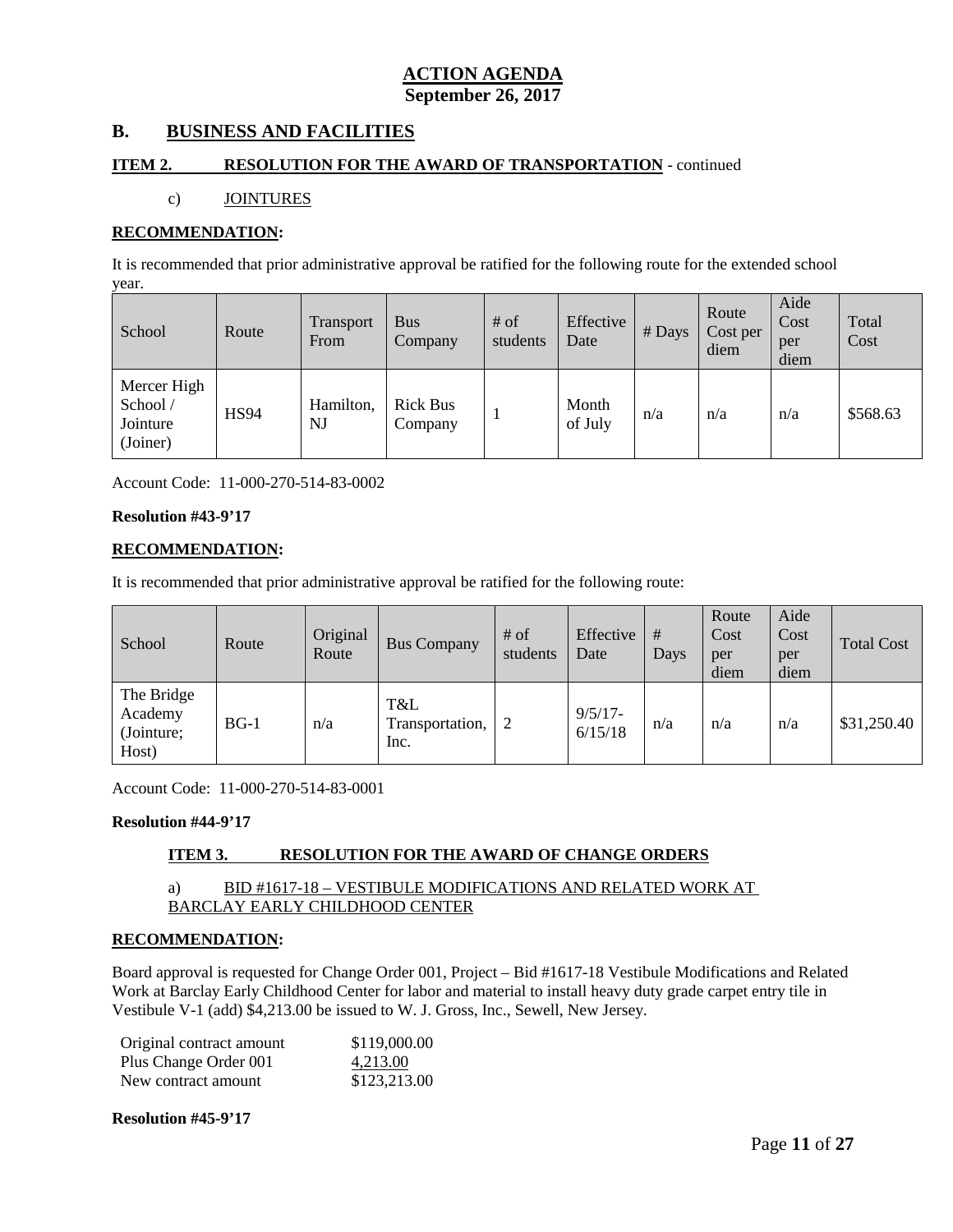# ACTION AGENDA
## September 26, 2017

## B. BUSINESS AND FACILITIES

**ITEM 2. RESOLUTION FOR THE AWARD OF TRANSPORTATION** - continued

c) JOINTURES

**RECOMMENDATION:**

It is recommended that prior administrative approval be ratified for the following route for the extended school year.

| School | Route | Transport From | Bus Company | # of students | Effective Date | # Days | Route Cost per diem | Aide Cost per diem | Total Cost |
|---|---|---|---|---|---|---|---|---|---|
| Mercer High School / Jointure (Joiner) | HS94 | Hamilton, NJ | Rick Bus Company | 1 | Month of July | n/a | n/a | n/a | $568.63 |

Account Code: 11-000-270-514-83-0002

**Resolution #43-9'17**

**RECOMMENDATION:**

It is recommended that prior administrative approval be ratified for the following route:

| School | Route | Original Route | Bus Company | # of students | Effective Date | # Days | Route Cost per diem | Aide Cost per diem | Total Cost |
|---|---|---|---|---|---|---|---|---|---|
| The Bridge Academy (Jointure; Host) | BG-1 | n/a | T&L Transportation, Inc. | 2 | 9/5/17-6/15/18 | n/a | n/a | n/a | $31,250.40 |

Account Code: 11-000-270-514-83-0001

**Resolution #44-9'17**

**ITEM 3. RESOLUTION FOR THE AWARD OF CHANGE ORDERS**

a) BID #1617-18 – VESTIBULE MODIFICATIONS AND RELATED WORK AT BARCLAY EARLY CHILDHOOD CENTER

**RECOMMENDATION:**

Board approval is requested for Change Order 001, Project – Bid #1617-18 Vestibule Modifications and Related Work at Barclay Early Childhood Center for labor and material to install heavy duty grade carpet entry tile in Vestibule V-1 (add) $4,213.00 be issued to W. J. Gross, Inc., Sewell, New Jersey.

| | |
|---|---|
| Original contract amount | $119,000.00 |
| Plus Change Order 001 | 4,213.00 |
| New contract amount | $123,213.00 |

**Resolution #45-9'17**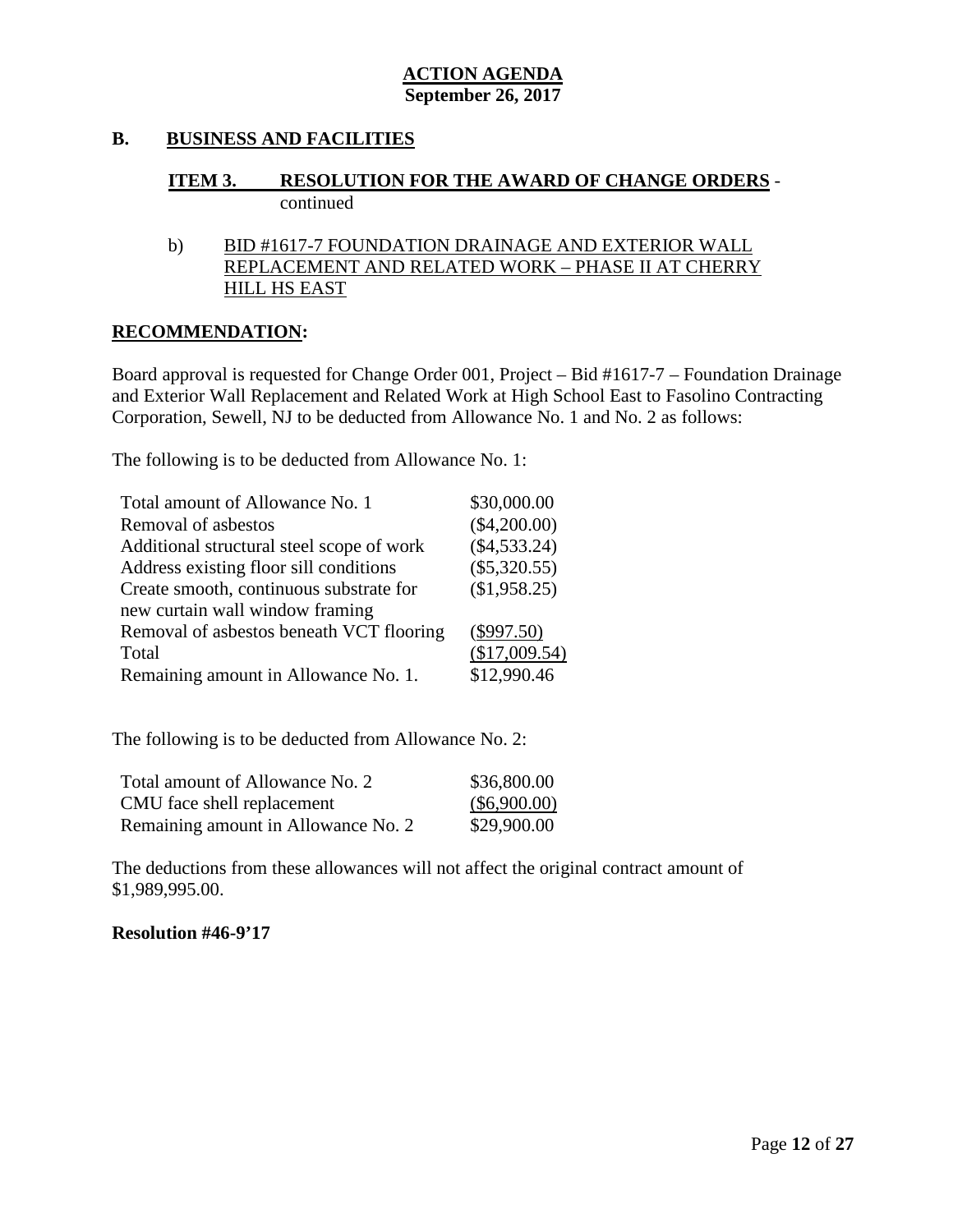**ACTION AGENDA**
**September 26, 2017**

## B. BUSINESS AND FACILITIES

### ITEM 3. RESOLUTION FOR THE AWARD OF CHANGE ORDERS - continued

b) BID #1617-7 FOUNDATION DRAINAGE AND EXTERIOR WALL REPLACEMENT AND RELATED WORK – PHASE II AT CHERRY HILL HS EAST

**RECOMMENDATION:**

Board approval is requested for Change Order 001, Project – Bid #1617-7 – Foundation Drainage and Exterior Wall Replacement and Related Work at High School East to Fasolino Contracting Corporation, Sewell, NJ to be deducted from Allowance No. 1 and No. 2 as follows:

The following is to be deducted from Allowance No. 1:

| | |
|---|---|
| Total amount of Allowance No. 1 | $30,000.00 |
| Removal of asbestos | ($4,200.00) |
| Additional structural steel scope of work | ($4,533.24) |
| Address existing floor sill conditions | ($5,320.55) |
| Create smooth, continuous substrate for new curtain wall window framing | ($1,958.25) |
| Removal of asbestos beneath VCT flooring | ($997.50) |
| Total | ($17,009.54) |
| Remaining amount in Allowance No. 1. | $12,990.46 |

The following is to be deducted from Allowance No. 2:

| | |
|---|---|
| Total amount of Allowance No. 2 | $36,800.00 |
| CMU face shell replacement | ($6,900.00) |
| Remaining amount in Allowance No. 2 | $29,900.00 |

The deductions from these allowances will not affect the original contract amount of $1,989,995.00.

**Resolution #46-9'17**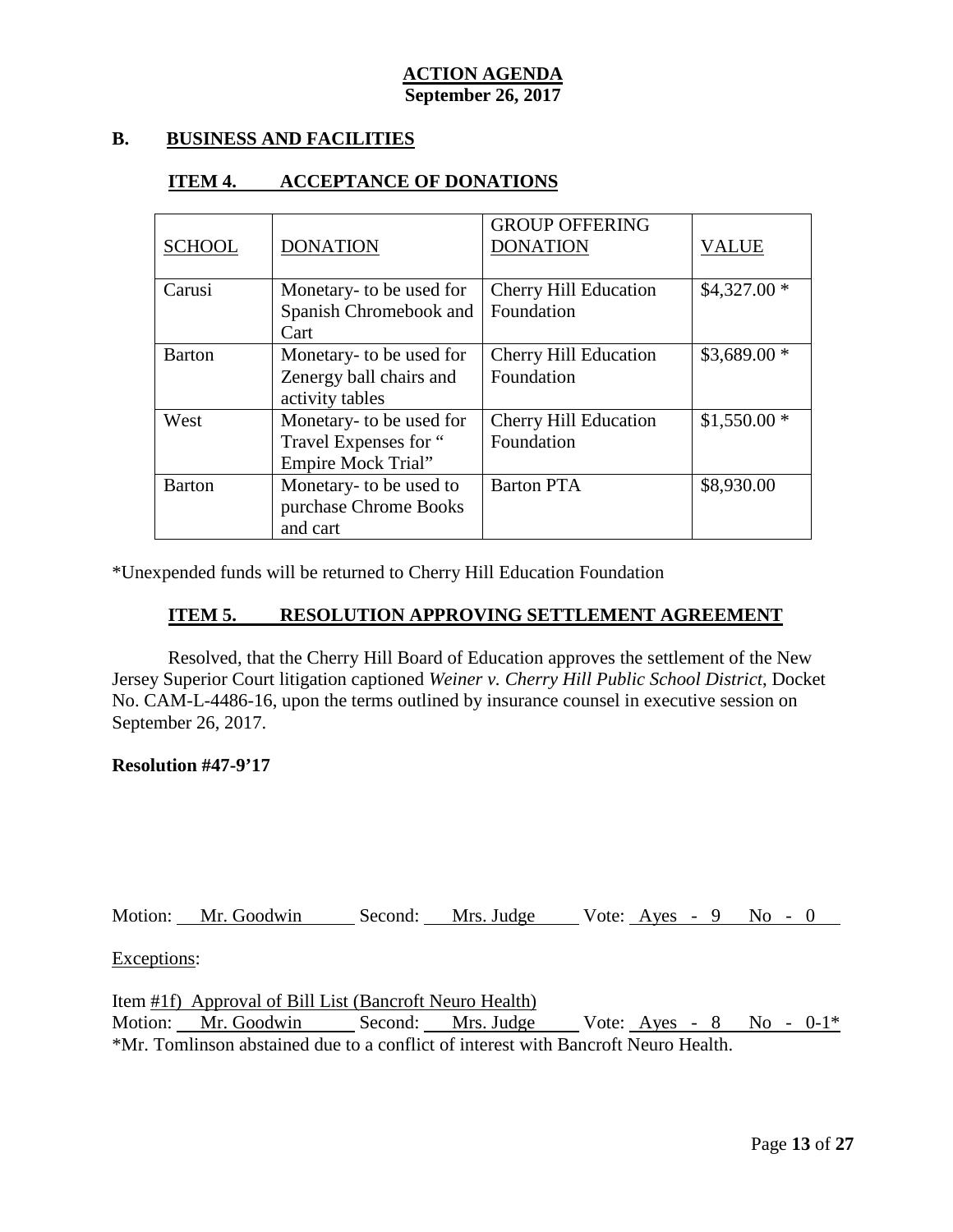**ACTION AGENDA**
**September 26, 2017**

## B. BUSINESS AND FACILITIES

### ITEM 4. ACCEPTANCE OF DONATIONS

| SCHOOL | DONATION | GROUP OFFERING DONATION | VALUE |
|---|---|---|---|
| Carusi | Monetary- to be used for Spanish Chromebook and Cart | Cherry Hill Education Foundation | $4,327.00 * |
| Barton | Monetary- to be used for Zenergy ball chairs and activity tables | Cherry Hill Education Foundation | $3,689.00 * |
| West | Monetary- to be used for Travel Expenses for " Empire Mock Trial" | Cherry Hill Education Foundation | $1,550.00 * |
| Barton | Monetary- to be used to purchase Chrome Books and cart | Barton PTA | $8,930.00 |

*Unexpended funds will be returned to Cherry Hill Education Foundation

### ITEM 5. RESOLUTION APPROVING SETTLEMENT AGREEMENT

Resolved, that the Cherry Hill Board of Education approves the settlement of the New Jersey Superior Court litigation captioned *Weiner v. Cherry Hill Public School District*, Docket No. CAM-L-4486-16, upon the terms outlined by insurance counsel in executive session on September 26, 2017.

**Resolution #47-9'17**

Motion: Mr. Goodwin Second: Mrs. Judge Vote: Ayes - 9 No - 0

Exceptions:

Item #1f) Approval of Bill List (Bancroft Neuro Health)
Motion: Mr. Goodwin Second: Mrs. Judge Vote: Ayes - 8 No - 0-1*
*Mr. Tomlinson abstained due to a conflict of interest with Bancroft Neuro Health.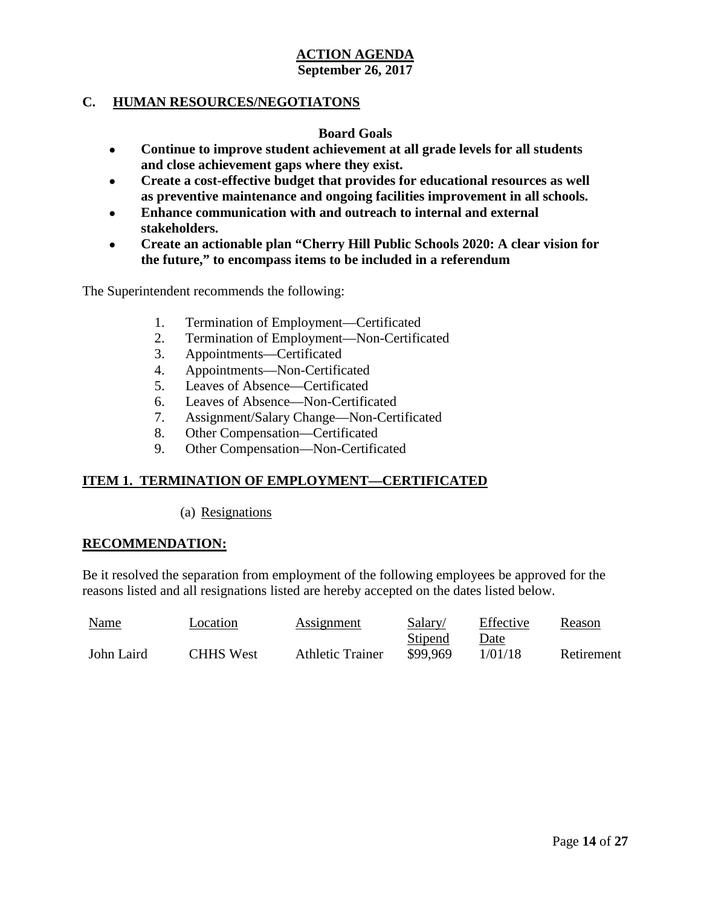**ACTION AGENDA**
**September 26, 2017**

## C. HUMAN RESOURCES/NEGOTIATONS

**Board Goals**

- **Continue to improve student achievement at all grade levels for all students and close achievement gaps where they exist.**
- **Create a cost-effective budget that provides for educational resources as well as preventive maintenance and ongoing facilities improvement in all schools.**
- **Enhance communication with and outreach to internal and external stakeholders.**
- **Create an actionable plan "Cherry Hill Public Schools 2020: A clear vision for the future," to encompass items to be included in a referendum**

The Superintendent recommends the following:

1. Termination of Employment—Certificated
2. Termination of Employment—Non-Certificated
3. Appointments—Certificated
4. Appointments—Non-Certificated
5. Leaves of Absence—Certificated
6. Leaves of Absence—Non-Certificated
7. Assignment/Salary Change—Non-Certificated
8. Other Compensation—Certificated
9. Other Compensation—Non-Certificated

## ITEM 1. TERMINATION OF EMPLOYMENT—CERTIFICATED

(a) Resignations

### RECOMMENDATION:

Be it resolved the separation from employment of the following employees be approved for the reasons listed and all resignations listed are hereby accepted on the dates listed below.

| Name | Location | Assignment | Salary/ Stipend | Effective Date | Reason |
|---|---|---|---|---|---|
| John Laird | CHHS West | Athletic Trainer | $99,969 | 1/01/18 | Retirement |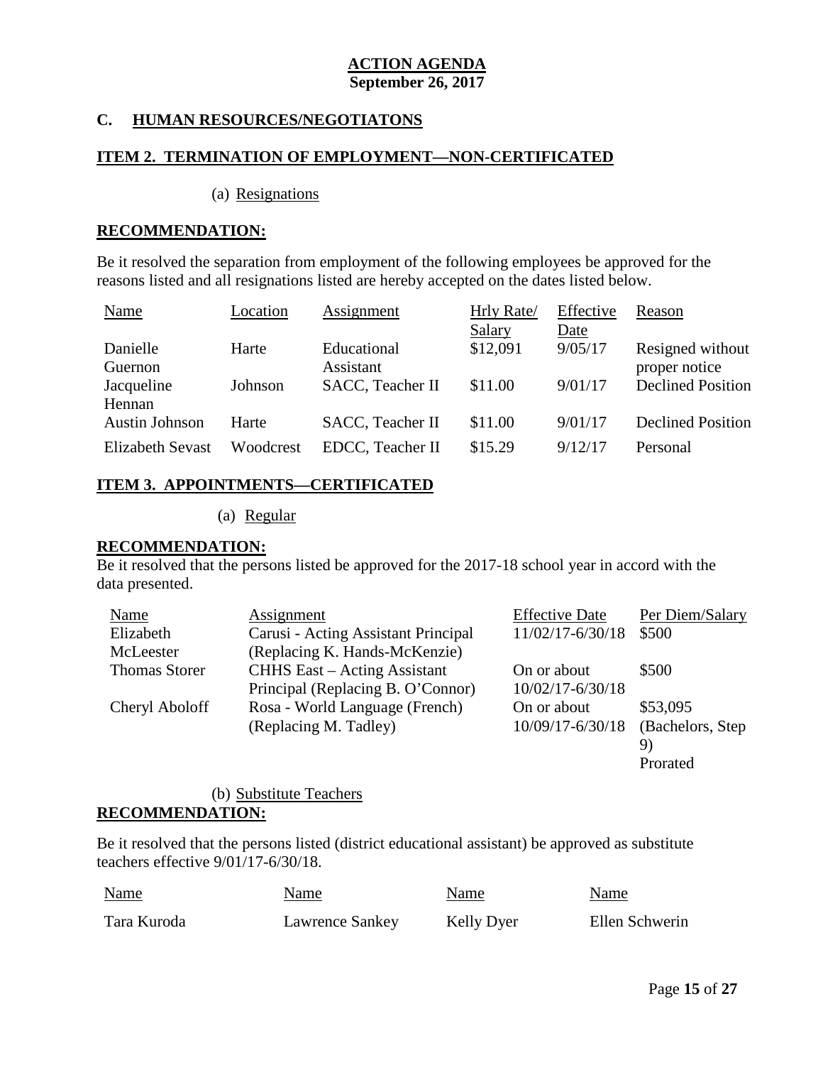**ACTION AGENDA**
**September 26, 2017**

## C. HUMAN RESOURCES/NEGOTIATONS

### ITEM 2. TERMINATION OF EMPLOYMENT—NON-CERTIFICATED

(a) Resignations

**RECOMMENDATION:**

Be it resolved the separation from employment of the following employees be approved for the reasons listed and all resignations listed are hereby accepted on the dates listed below.

| Name | Location | Assignment | Hrly Rate/ Salary | Effective Date | Reason |
|---|---|---|---|---|---|
| Danielle Guernon | Harte | Educational Assistant | $12,091 | 9/05/17 | Resigned without proper notice |
| Jacqueline Hennan | Johnson | SACC, Teacher II | $11.00 | 9/01/17 | Declined Position |
| Austin Johnson | Harte | SACC, Teacher II | $11.00 | 9/01/17 | Declined Position |
| Elizabeth Sevast | Woodcrest | EDCC, Teacher II | $15.29 | 9/12/17 | Personal |

### ITEM 3. APPOINTMENTS—CERTIFICATED

(a) Regular

**RECOMMENDATION:**

Be it resolved that the persons listed be approved for the 2017-18 school year in accord with the data presented.

| Name | Assignment | Effective Date | Per Diem/Salary |
|---|---|---|---|
| Elizabeth McLeester | Carusi - Acting Assistant Principal (Replacing K. Hands-McKenzie) | 11/02/17-6/30/18 | $500 |
| Thomas Storer | CHHS East – Acting Assistant Principal (Replacing B. O'Connor) | On or about 10/02/17-6/30/18 | $500 |
| Cheryl Aboloff | Rosa - World Language (French) (Replacing M. Tadley) | On or about 10/09/17-6/30/18 | $53,095 (Bachelors, Step 9) Prorated |

(b) Substitute Teachers

**RECOMMENDATION:**

Be it resolved that the persons listed (district educational assistant) be approved as substitute teachers effective 9/01/17-6/30/18.

| Name | Name | Name | Name |
|---|---|---|---|
| Tara Kuroda | Lawrence Sankey | Kelly Dyer | Ellen Schwerin |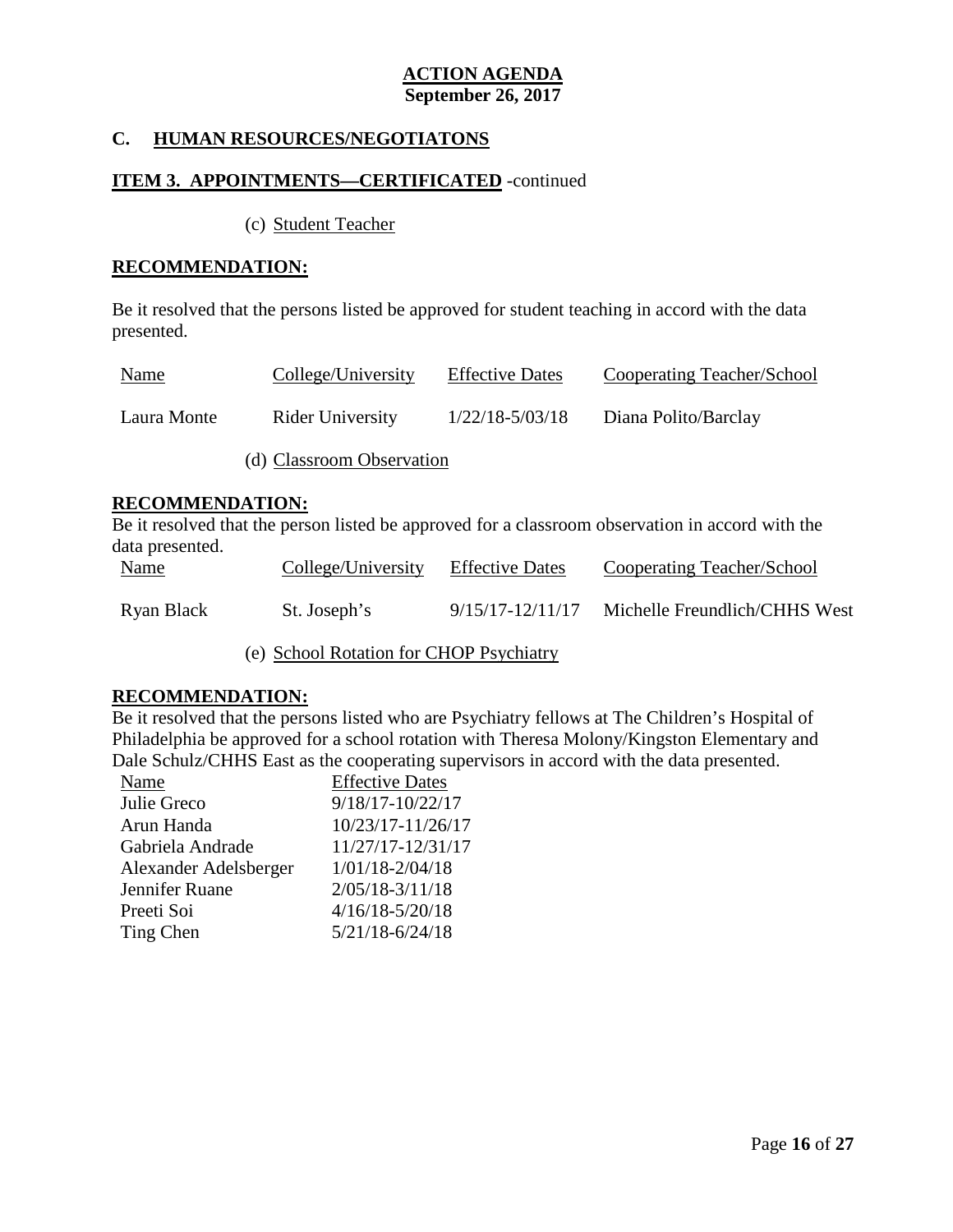**ACTION AGENDA**
**September 26, 2017**

## C. HUMAN RESOURCES/NEGOTIATONS

### ITEM 3. APPOINTMENTS—CERTIFICATED -continued

(c) Student Teacher

**RECOMMENDATION:**

Be it resolved that the persons listed be approved for student teaching in accord with the data presented.

| Name | College/University | Effective Dates | Cooperating Teacher/School |
|---|---|---|---|
| Laura Monte | Rider University | 1/22/18-5/03/18 | Diana Polito/Barclay |

(d) Classroom Observation

**RECOMMENDATION:**

Be it resolved that the person listed be approved for a classroom observation in accord with the data presented.

| Name | College/University | Effective Dates | Cooperating Teacher/School |
|---|---|---|---|
| Ryan Black | St. Joseph's | 9/15/17-12/11/17 | Michelle Freundlich/CHHS West |

(e) School Rotation for CHOP Psychiatry

**RECOMMENDATION:**

Be it resolved that the persons listed who are Psychiatry fellows at The Children's Hospital of Philadelphia be approved for a school rotation with Theresa Molony/Kingston Elementary and Dale Schulz/CHHS East as the cooperating supervisors in accord with the data presented.

| Name | Effective Dates |
|---|---|
| Julie Greco | 9/18/17-10/22/17 |
| Arun Handa | 10/23/17-11/26/17 |
| Gabriela Andrade | 11/27/17-12/31/17 |
| Alexander Adelsberger | 1/01/18-2/04/18 |
| Jennifer Ruane | 2/05/18-3/11/18 |
| Preeti Soi | 4/16/18-5/20/18 |
| Ting Chen | 5/21/18-6/24/18 |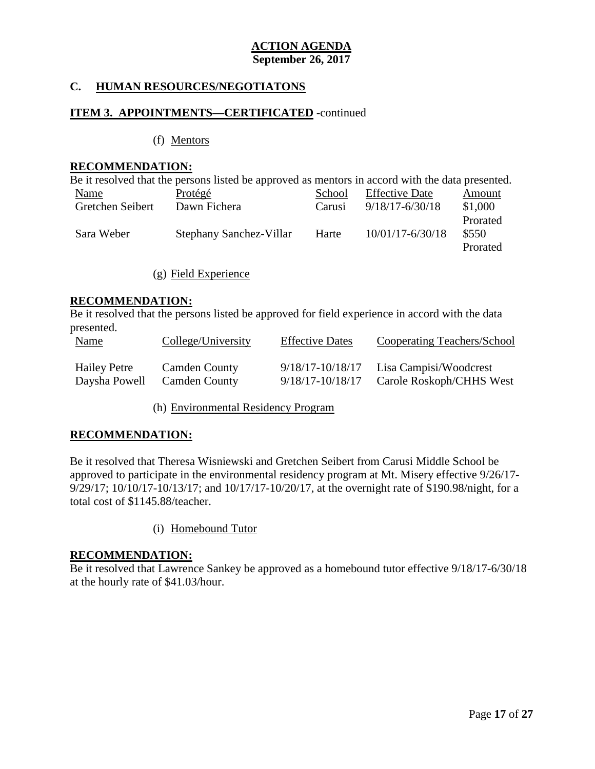**ACTION AGENDA**
**September 26, 2017**

## C. HUMAN RESOURCES/NEGOTIATONS

### ITEM 3. APPOINTMENTS—CERTIFICATED -continued

(f) Mentors

**RECOMMENDATION:**

Be it resolved that the persons listed be approved as mentors in accord with the data presented.

| Name | Protégé | School | Effective Date | Amount |
|---|---|---|---|---|
| Gretchen Seibert | Dawn Fichera | Carusi | 9/18/17-6/30/18 | $1,000 Prorated |
| Sara Weber | Stephany Sanchez-Villar | Harte | 10/01/17-6/30/18 | $550 Prorated |

(g) Field Experience

**RECOMMENDATION:**

Be it resolved that the persons listed be approved for field experience in accord with the data presented.

| Name | College/University | Effective Dates | Cooperating Teachers/School |
|---|---|---|---|
| Hailey Petre | Camden County | 9/18/17-10/18/17 | Lisa Campisi/Woodcrest |
| Daysha Powell | Camden County | 9/18/17-10/18/17 | Carole Roskoph/CHHS West |

(h) Environmental Residency Program

**RECOMMENDATION:**

Be it resolved that Theresa Wisniewski and Gretchen Seibert from Carusi Middle School be approved to participate in the environmental residency program at Mt. Misery effective 9/26/17-9/29/17; 10/10/17-10/13/17; and 10/17/17-10/20/17, at the overnight rate of $190.98/night, for a total cost of $1145.88/teacher.

(i) Homebound Tutor

**RECOMMENDATION:**

Be it resolved that Lawrence Sankey be approved as a homebound tutor effective 9/18/17-6/30/18 at the hourly rate of $41.03/hour.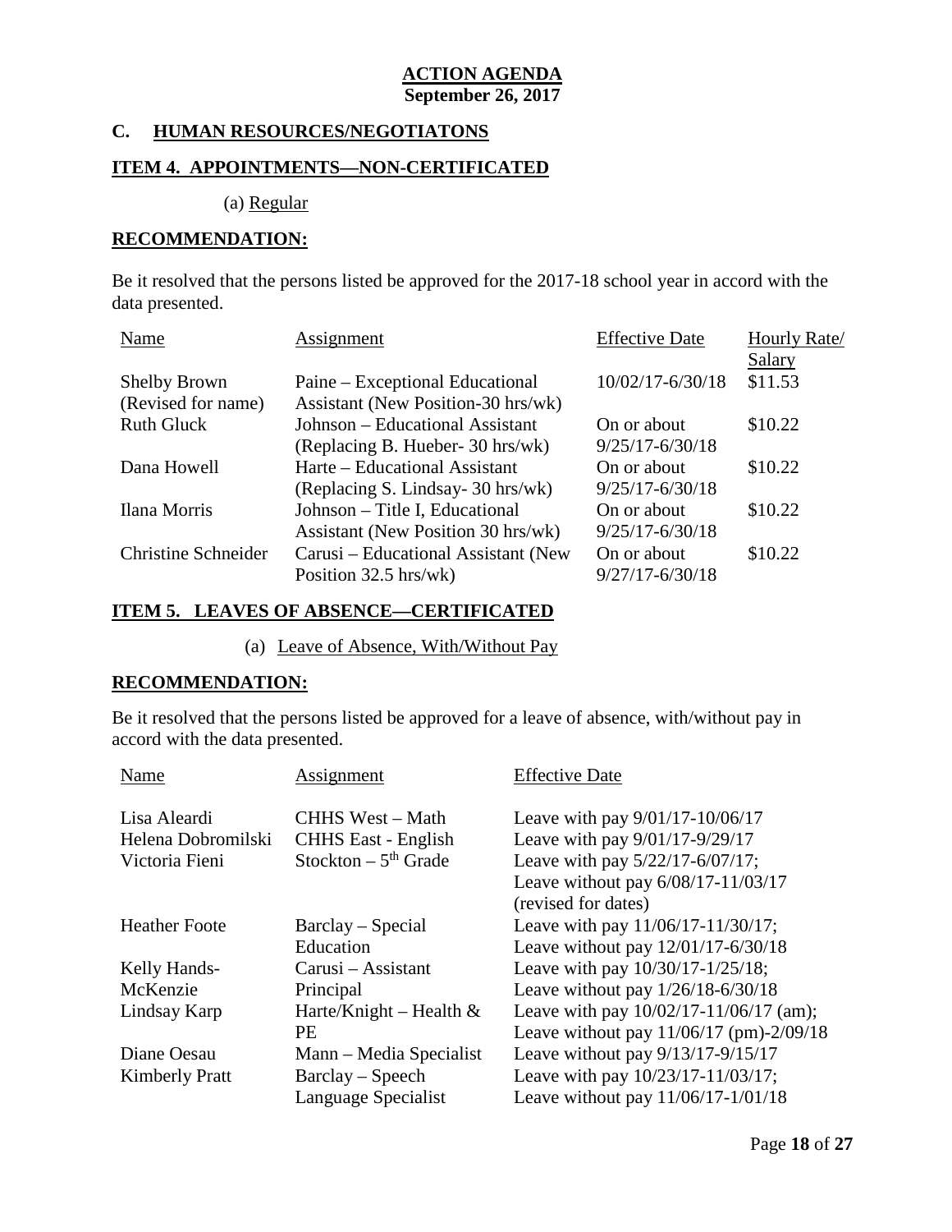**ACTION AGENDA**
**September 26, 2017**

## C. HUMAN RESOURCES/NEGOTIATONS

### ITEM 4. APPOINTMENTS—NON-CERTIFICATED

(a) Regular

**RECOMMENDATION:**

Be it resolved that the persons listed be approved for the 2017-18 school year in accord with the data presented.

| Name | Assignment | Effective Date | Hourly Rate/ Salary |
|---|---|---|---|
| Shelby Brown (Revised for name) | Paine – Exceptional Educational Assistant (New Position-30 hrs/wk) | 10/02/17-6/30/18 | \$11.53 |
| Ruth Gluck | Johnson – Educational Assistant (Replacing B. Hueber- 30 hrs/wk) | On or about 9/25/17-6/30/18 | \$10.22 |
| Dana Howell | Harte – Educational Assistant (Replacing S. Lindsay- 30 hrs/wk) | On or about 9/25/17-6/30/18 | \$10.22 |
| Ilana Morris | Johnson – Title I, Educational Assistant (New Position 30 hrs/wk) | On or about 9/25/17-6/30/18 | \$10.22 |
| Christine Schneider | Carusi – Educational Assistant (New Position 32.5 hrs/wk) | On or about 9/27/17-6/30/18 | \$10.22 |

### ITEM 5. LEAVES OF ABSENCE—CERTIFICATED

(a) Leave of Absence, With/Without Pay

**RECOMMENDATION:**

Be it resolved that the persons listed be approved for a leave of absence, with/without pay in accord with the data presented.

| Name | Assignment | Effective Date |
|---|---|---|
| Lisa Aleardi | CHHS West – Math | Leave with pay 9/01/17-10/06/17 |
| Helena Dobromilski | CHHS East - English | Leave with pay 9/01/17-9/29/17 |
| Victoria Fieni | Stockton – 5th Grade | Leave with pay 5/22/17-6/07/17; Leave without pay 6/08/17-11/03/17 (revised for dates) |
| Heather Foote | Barclay – Special Education | Leave with pay 11/06/17-11/30/17; Leave without pay 12/01/17-6/30/18 |
| Kelly Hands-McKenzie | Carusi – Assistant Principal | Leave with pay 10/30/17-1/25/18; Leave without pay 1/26/18-6/30/18 |
| Lindsay Karp | Harte/Knight – Health & PE | Leave with pay 10/02/17-11/06/17 (am); Leave without pay 11/06/17 (pm)-2/09/18 |
| Diane Oesau | Mann – Media Specialist | Leave without pay 9/13/17-9/15/17 |
| Kimberly Pratt | Barclay – Speech Language Specialist | Leave with pay 10/23/17-11/03/17; Leave without pay 11/06/17-1/01/18 |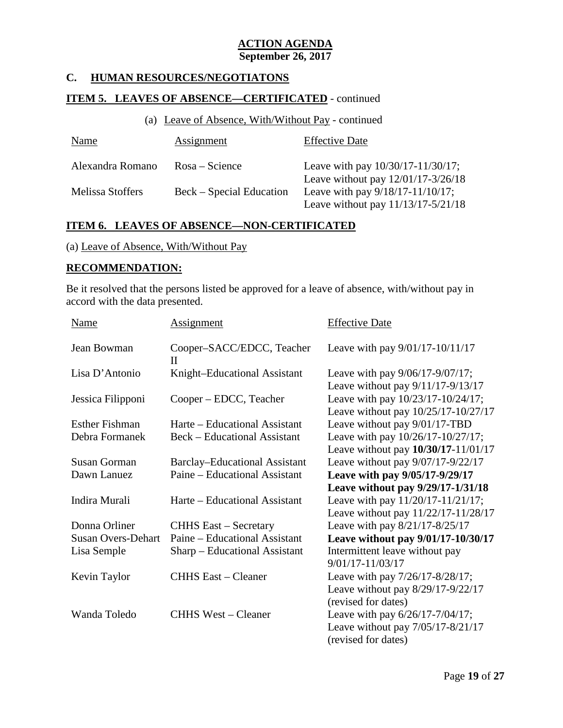**ACTION AGENDA**
**September 26, 2017**

## C. HUMAN RESOURCES/NEGOTIATONS

### ITEM 5. LEAVES OF ABSENCE—CERTIFICATED - continued

(a) Leave of Absence, With/Without Pay - continued

| Name | Assignment | Effective Date |
|---|---|---|
| Alexandra Romano | Rosa – Science | Leave with pay 10/30/17-11/30/17; Leave without pay 12/01/17-3/26/18 |
| Melissa Stoffers | Beck – Special Education | Leave with pay 9/18/17-11/10/17; Leave without pay 11/13/17-5/21/18 |

### ITEM 6. LEAVES OF ABSENCE—NON-CERTIFICATED

(a) Leave of Absence, With/Without Pay

**RECOMMENDATION:**

Be it resolved that the persons listed be approved for a leave of absence, with/without pay in accord with the data presented.

| Name | Assignment | Effective Date |
|---|---|---|
| Jean Bowman | Cooper–SACC/EDCC, Teacher II | Leave with pay 9/01/17-10/11/17 |
| Lisa D'Antonio | Knight–Educational Assistant | Leave with pay 9/06/17-9/07/17; Leave without pay 9/11/17-9/13/17 |
| Jessica Filipponi | Cooper – EDCC, Teacher | Leave with pay 10/23/17-10/24/17; Leave without pay 10/25/17-10/27/17 |
| Esther Fishman | Harte – Educational Assistant | Leave without pay 9/01/17-TBD |
| Debra Formanek | Beck – Educational Assistant | Leave with pay 10/26/17-10/27/17; Leave without pay **10/30/17**-11/01/17 |
| Susan Gorman | Barclay–Educational Assistant | Leave without pay 9/07/17-9/22/17 |
| Dawn Lanuez | Paine – Educational Assistant | **Leave with pay 9/05/17-9/29/17 Leave without pay 9/29/17-1/31/18** |
| Indira Murali | Harte – Educational Assistant | Leave with pay 11/20/17-11/21/17; Leave without pay 11/22/17-11/28/17 |
| Donna Orliner | CHHS East – Secretary | Leave with pay 8/21/17-8/25/17 |
| Susan Overs-Dehart | Paine – Educational Assistant | **Leave without pay 9/01/17-10/30/17** |
| Lisa Semple | Sharp – Educational Assistant | Intermittent leave without pay 9/01/17-11/03/17 |
| Kevin Taylor | CHHS East – Cleaner | Leave with pay 7/26/17-8/28/17; Leave without pay 8/29/17-9/22/17 (revised for dates) |
| Wanda Toledo | CHHS West – Cleaner | Leave with pay 6/26/17-7/04/17; Leave without pay 7/05/17-8/21/17 (revised for dates) |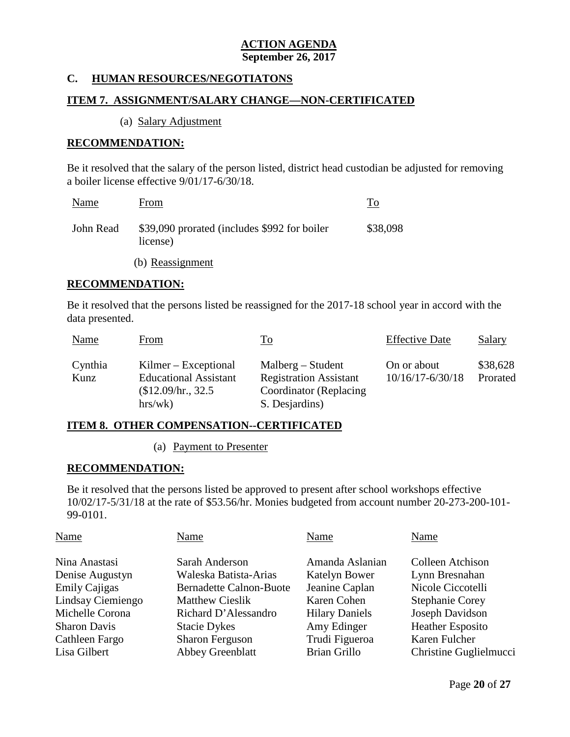**ACTION AGENDA**
**September 26, 2017**

## C. HUMAN RESOURCES/NEGOTIATONS

### ITEM 7. ASSIGNMENT/SALARY CHANGE—NON-CERTIFICATED

(a) Salary Adjustment

**RECOMMENDATION:**

Be it resolved that the salary of the person listed, district head custodian be adjusted for removing a boiler license effective 9/01/17-6/30/18.

| Name | From | To |
|---|---|---|
| John Read | $39,090 prorated (includes $992 for boiler license) | $38,098 |

(b) Reassignment

**RECOMMENDATION:**

Be it resolved that the persons listed be reassigned for the 2017-18 school year in accord with the data presented.

| Name | From | To | Effective Date | Salary |
|---|---|---|---|---|
| Cynthia Kunz | Kilmer – Exceptional Educational Assistant ($12.09/hr., 32.5 hrs/wk) | Malberg – Student Registration Assistant Coordinator (Replacing S. Desjardins) | On or about 10/16/17-6/30/18 | $38,628 Prorated |

### ITEM 8. OTHER COMPENSATION--CERTIFICATED

(a) Payment to Presenter

**RECOMMENDATION:**

Be it resolved that the persons listed be approved to present after school workshops effective 10/02/17-5/31/18 at the rate of $53.56/hr. Monies budgeted from account number 20-273-200-101-99-0101.

| Name | Name | Name | Name |
|---|---|---|---|
| Nina Anastasi | Sarah Anderson | Amanda Aslanian | Colleen Atchison |
| Denise Augustyn | Waleska Batista-Arias | Katelyn Bower | Lynn Bresnahan |
| Emily Cajigas | Bernadette Calnon-Buote | Jeanine Caplan | Nicole Ciccotelli |
| Lindsay Ciemiengo | Matthew Cieslik | Karen Cohen | Stephanie Corey |
| Michelle Corona | Richard D'Alessandro | Hilary Daniels | Joseph Davidson |
| Sharon Davis | Stacie Dykes | Amy Edinger | Heather Esposito |
| Cathleen Fargo | Sharon Ferguson | Trudi Figueroa | Karen Fulcher |
| Lisa Gilbert | Abbey Greenblatt | Brian Grillo | Christine Guglielmucci |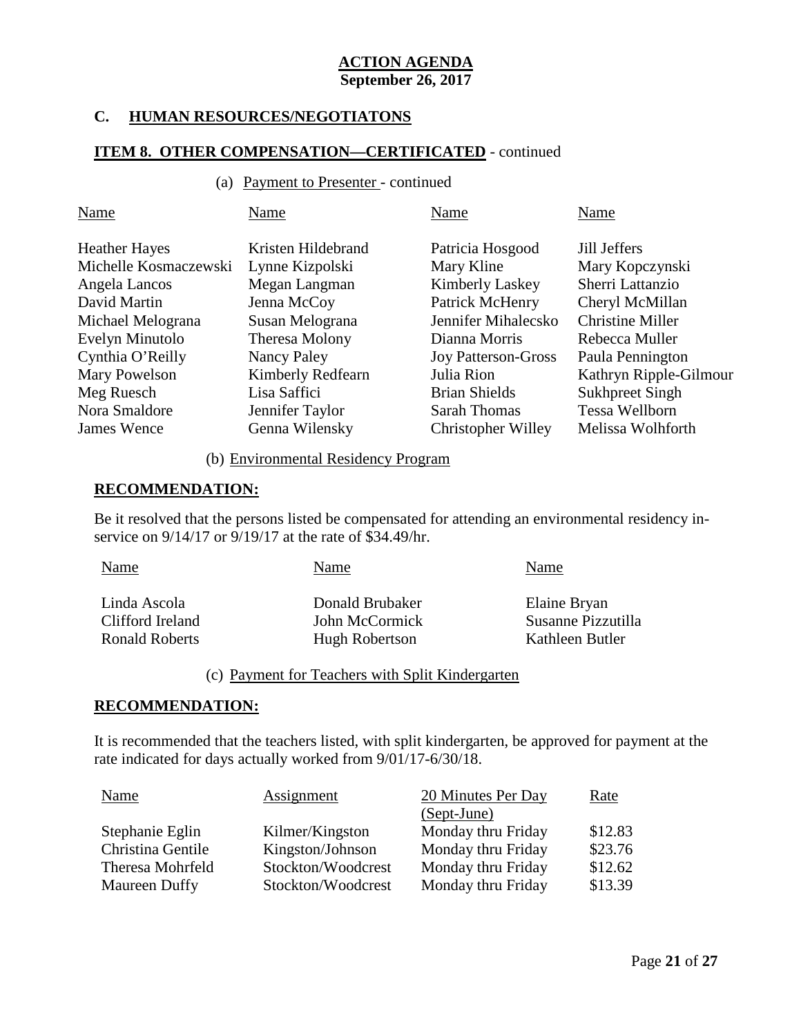**ACTION AGENDA**
**September 26, 2017**

## C. HUMAN RESOURCES/NEGOTIATONS

### ITEM 8. OTHER COMPENSATION—CERTIFICATED - continued

(a) Payment to Presenter - continued

| Name | Name | Name | Name |
|---|---|---|---|
| Heather Hayes | Kristen Hildebrand | Patricia Hosgood | Jill Jeffers |
| Michelle Kosmaczewski | Lynne Kizpolski | Mary Kline | Mary Kopczynski |
| Angela Lancos | Megan Langman | Kimberly Laskey | Sherri Lattanzio |
| David Martin | Jenna McCoy | Patrick McHenry | Cheryl McMillan |
| Michael Melograna | Susan Melograna | Jennifer Mihalecsko | Christine Miller |
| Evelyn Minutolo | Theresa Molony | Dianna Morris | Rebecca Muller |
| Cynthia O'Reilly | Nancy Paley | Joy Patterson-Gross | Paula Pennington |
| Mary Powelson | Kimberly Redfearn | Julia Rion | Kathryn Ripple-Gilmour |
| Meg Ruesch | Lisa Saffici | Brian Shields | Sukhpreet Singh |
| Nora Smaldore | Jennifer Taylor | Sarah Thomas | Tessa Wellborn |
| James Wence | Genna Wilensky | Christopher Willey | Melissa Wolhforth |

(b) Environmental Residency Program

**RECOMMENDATION:**

Be it resolved that the persons listed be compensated for attending an environmental residency in-service on 9/14/17 or 9/19/17 at the rate of $34.49/hr.

| Name | Name | Name |
|---|---|---|
| Linda Ascola | Donald Brubaker | Elaine Bryan |
| Clifford Ireland | John McCormick | Susanne Pizzutilla |
| Ronald Roberts | Hugh Robertson | Kathleen Butler |

(c) Payment for Teachers with Split Kindergarten

**RECOMMENDATION:**

It is recommended that the teachers listed, with split kindergarten, be approved for payment at the rate indicated for days actually worked from 9/01/17-6/30/18.

| Name | Assignment | 20 Minutes Per Day (Sept-June) | Rate |
|---|---|---|---|
| Stephanie Eglin | Kilmer/Kingston | Monday thru Friday | $12.83 |
| Christina Gentile | Kingston/Johnson | Monday thru Friday | $23.76 |
| Theresa Mohrfeld | Stockton/Woodcrest | Monday thru Friday | $12.62 |
| Maureen Duffy | Stockton/Woodcrest | Monday thru Friday | $13.39 |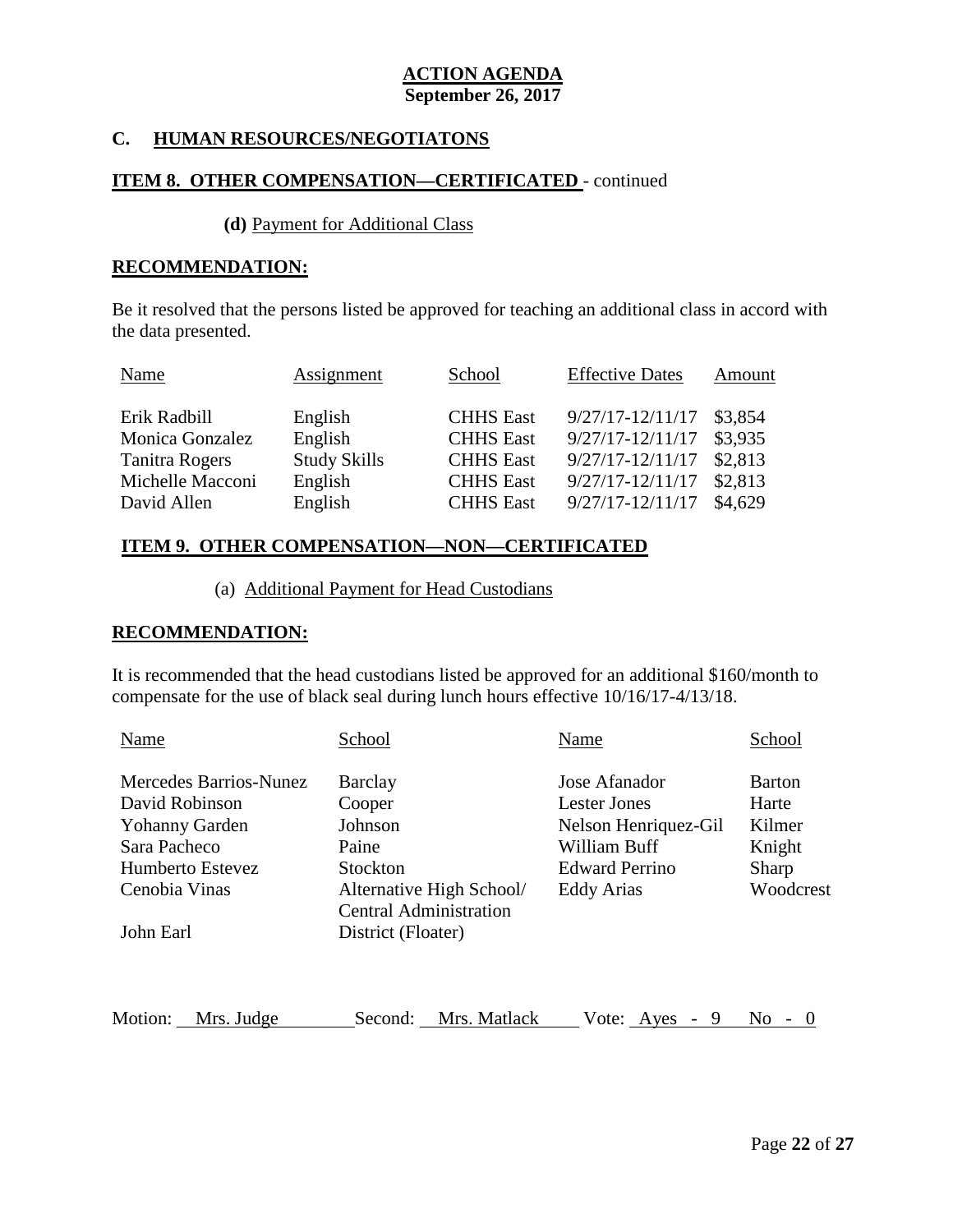**ACTION AGENDA**
**September 26, 2017**

## C. HUMAN RESOURCES/NEGOTIATONS

### ITEM 8. OTHER COMPENSATION—CERTIFICATED - continued

**(d)** Payment for Additional Class

**RECOMMENDATION:**

Be it resolved that the persons listed be approved for teaching an additional class in accord with the data presented.

| Name | Assignment | School | Effective Dates | Amount |
|---|---|---|---|---|
| Erik Radbill | English | CHHS East | 9/27/17-12/11/17 | $3,854 |
| Monica Gonzalez | English | CHHS East | 9/27/17-12/11/17 | $3,935 |
| Tanitra Rogers | Study Skills | CHHS East | 9/27/17-12/11/17 | $2,813 |
| Michelle Macconi | English | CHHS East | 9/27/17-12/11/17 | $2,813 |
| David Allen | English | CHHS East | 9/27/17-12/11/17 | $4,629 |

### ITEM 9. OTHER COMPENSATION—NON—CERTIFICATED

(a) Additional Payment for Head Custodians

**RECOMMENDATION:**

It is recommended that the head custodians listed be approved for an additional $160/month to compensate for the use of black seal during lunch hours effective 10/16/17-4/13/18.

| Name | School | Name | School |
|---|---|---|---|
| Mercedes Barrios-Nunez | Barclay | Jose Afanador | Barton |
| David Robinson | Cooper | Lester Jones | Harte |
| Yohanny Garden | Johnson | Nelson Henriquez-Gil | Kilmer |
| Sara Pacheco | Paine | William Buff | Knight |
| Humberto Estevez | Stockton | Edward Perrino | Sharp |
| Cenobia Vinas | Alternative High School/ Central Administration | Eddy Arias | Woodcrest |
| John Earl | District (Floater) | | |

Motion: Mrs. Judge Second: Mrs. Matlack Vote: Ayes - 9 No - 0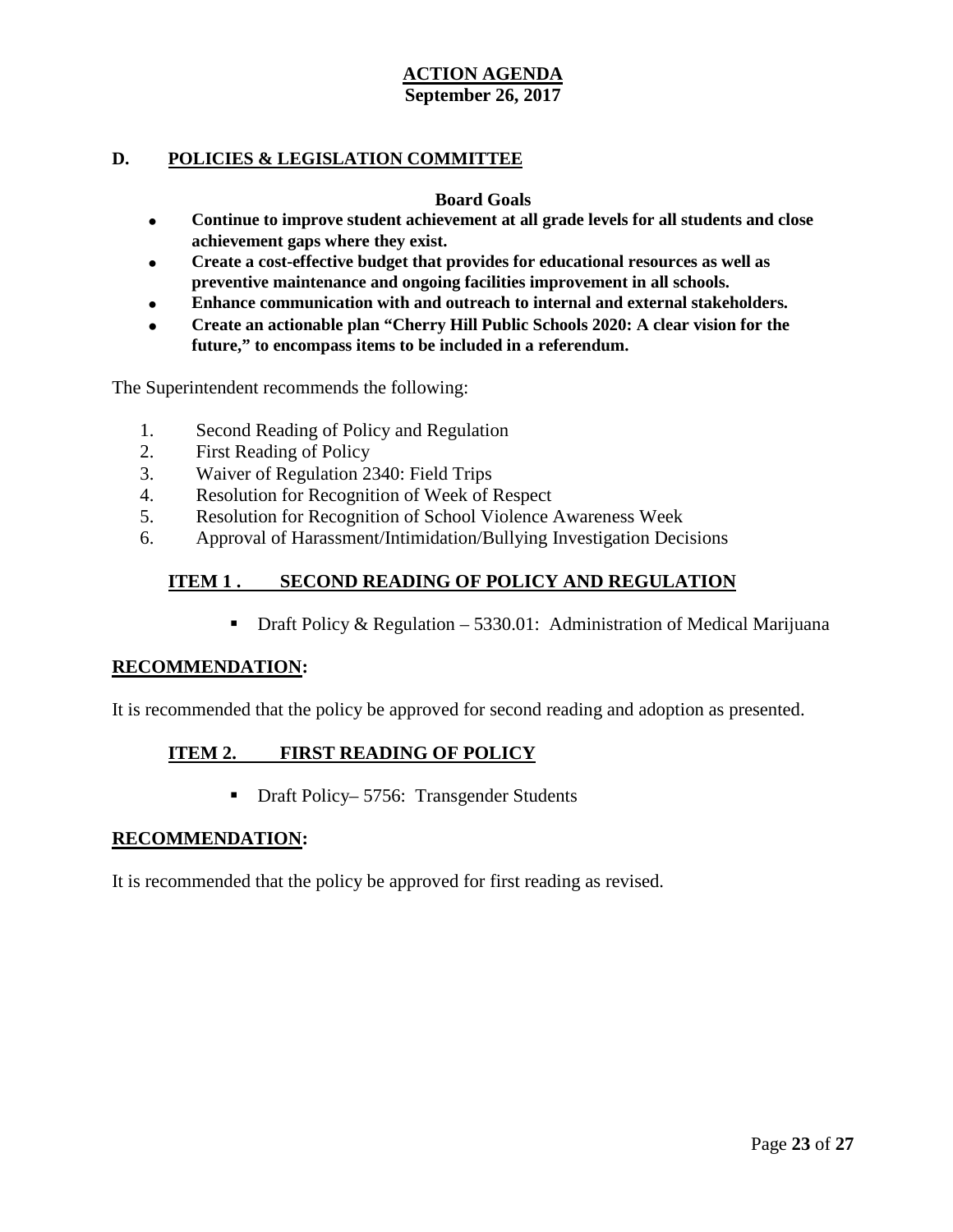**ACTION AGENDA**
**September 26, 2017**

## D. POLICIES & LEGISLATION COMMITTEE

**Board Goals**

- **Continue to improve student achievement at all grade levels for all students and close achievement gaps where they exist.**
- **Create a cost-effective budget that provides for educational resources as well as preventive maintenance and ongoing facilities improvement in all schools.**
- **Enhance communication with and outreach to internal and external stakeholders.**
- **Create an actionable plan "Cherry Hill Public Schools 2020: A clear vision for the future," to encompass items to be included in a referendum.**

The Superintendent recommends the following:

1. Second Reading of Policy and Regulation
2. First Reading of Policy
3. Waiver of Regulation 2340: Field Trips
4. Resolution for Recognition of Week of Respect
5. Resolution for Recognition of School Violence Awareness Week
6. Approval of Harassment/Intimidation/Bullying Investigation Decisions

### ITEM 1 . SECOND READING OF POLICY AND REGULATION

- Draft Policy & Regulation – 5330.01: Administration of Medical Marijuana

**RECOMMENDATION:**

It is recommended that the policy be approved for second reading and adoption as presented.

### ITEM 2. FIRST READING OF POLICY

- Draft Policy– 5756: Transgender Students

**RECOMMENDATION:**

It is recommended that the policy be approved for first reading as revised.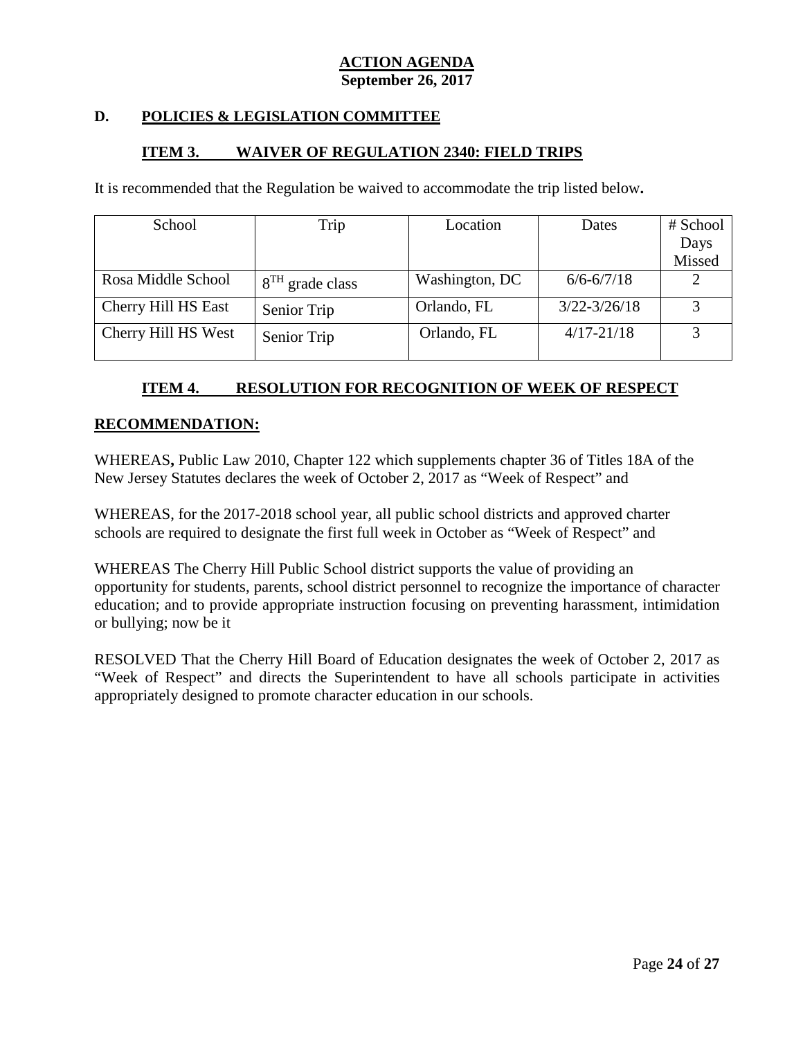**ACTION AGENDA**
**September 26, 2017**

## D. POLICIES & LEGISLATION COMMITTEE

### ITEM 3. WAIVER OF REGULATION 2340: FIELD TRIPS

It is recommended that the Regulation be waived to accommodate the trip listed below**.**

| School | Trip | Location | Dates | # School Days Missed |
|---|---|---|---|---|
| Rosa Middle School | 8TH grade class | Washington, DC | 6/6-6/7/18 | 2 |
| Cherry Hill HS East | Senior Trip | Orlando, FL | 3/22-3/26/18 | 3 |
| Cherry Hill HS West | Senior Trip | Orlando, FL | 4/17-21/18 | 3 |

### ITEM 4. RESOLUTION FOR RECOGNITION OF WEEK OF RESPECT

**RECOMMENDATION:**

WHEREAS**,** Public Law 2010, Chapter 122 which supplements chapter 36 of Titles 18A of the New Jersey Statutes declares the week of October 2, 2017 as "Week of Respect" and

WHEREAS, for the 2017-2018 school year, all public school districts and approved charter schools are required to designate the first full week in October as "Week of Respect" and

WHEREAS The Cherry Hill Public School district supports the value of providing an opportunity for students, parents, school district personnel to recognize the importance of character education; and to provide appropriate instruction focusing on preventing harassment, intimidation or bullying; now be it

RESOLVED That the Cherry Hill Board of Education designates the week of October 2, 2017 as "Week of Respect" and directs the Superintendent to have all schools participate in activities appropriately designed to promote character education in our schools.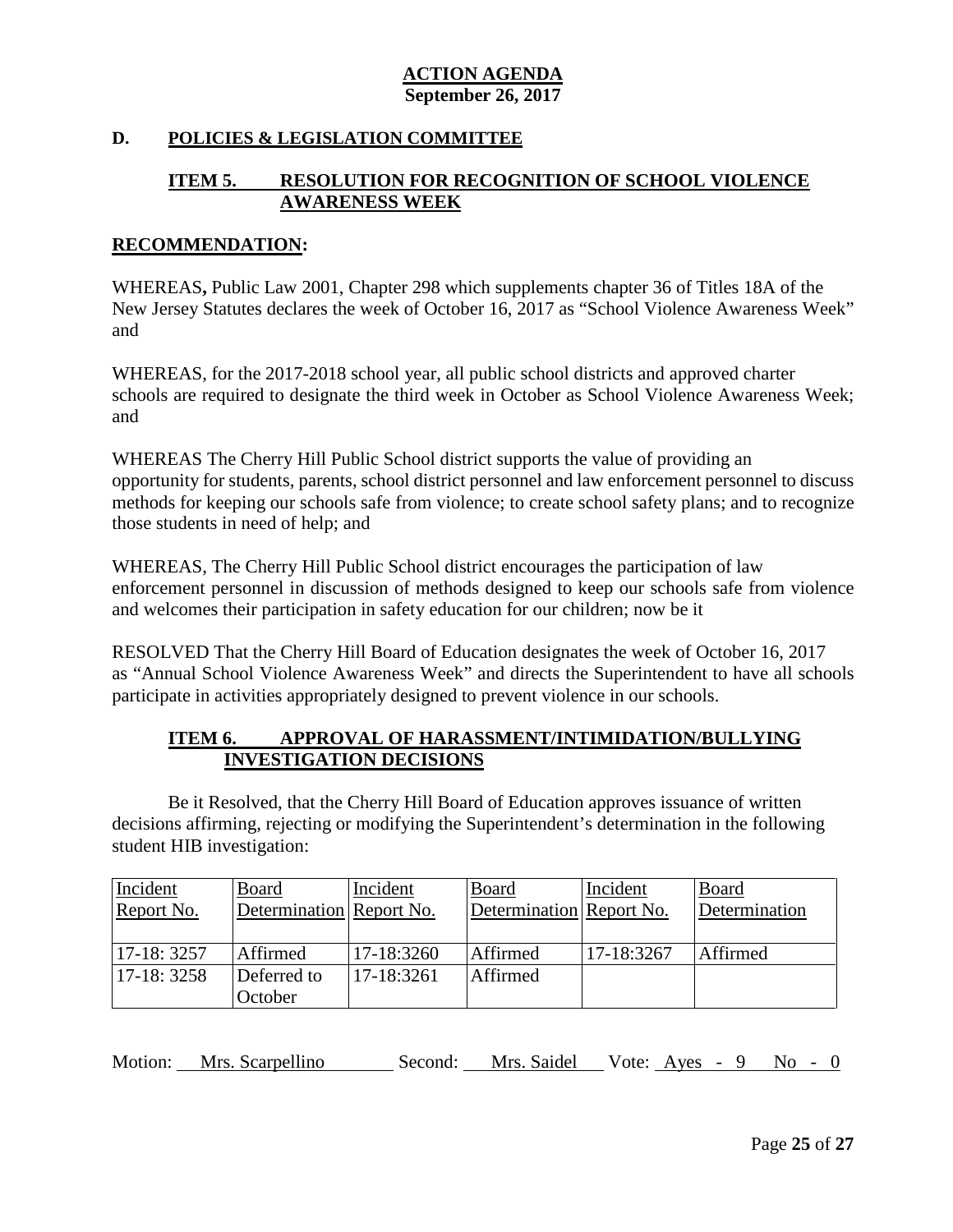**ACTION AGENDA**
**September 26, 2017**

## D. POLICIES & LEGISLATION COMMITTEE

### ITEM 5. RESOLUTION FOR RECOGNITION OF SCHOOL VIOLENCE AWARENESS WEEK

**RECOMMENDATION:**

WHEREAS**,** Public Law 2001, Chapter 298 which supplements chapter 36 of Titles 18A of the New Jersey Statutes declares the week of October 16, 2017 as "School Violence Awareness Week" and

WHEREAS, for the 2017-2018 school year, all public school districts and approved charter schools are required to designate the third week in October as School Violence Awareness Week; and

WHEREAS The Cherry Hill Public School district supports the value of providing an opportunity for students, parents, school district personnel and law enforcement personnel to discuss methods for keeping our schools safe from violence; to create school safety plans; and to recognize those students in need of help; and

WHEREAS, The Cherry Hill Public School district encourages the participation of law enforcement personnel in discussion of methods designed to keep our schools safe from violence and welcomes their participation in safety education for our children; now be it

RESOLVED That the Cherry Hill Board of Education designates the week of October 16, 2017 as "Annual School Violence Awareness Week" and directs the Superintendent to have all schools participate in activities appropriately designed to prevent violence in our schools.

### ITEM 6. APPROVAL OF HARASSMENT/INTIMIDATION/BULLYING INVESTIGATION DECISIONS

Be it Resolved, that the Cherry Hill Board of Education approves issuance of written decisions affirming, rejecting or modifying the Superintendent's determination in the following student HIB investigation:

| Incident Report No. | Board Determination | Incident Report No. | Board Determination | Incident Report No. | Board Determination |
|---|---|---|---|---|---|
| 17-18: 3257 | Affirmed | 17-18:3260 | Affirmed | 17-18:3267 | Affirmed |
| 17-18: 3258 | Deferred to October | 17-18:3261 | Affirmed | | |

Motion: Mrs. Scarpellino Second: Mrs. Saidel Vote: Ayes - 9 No - 0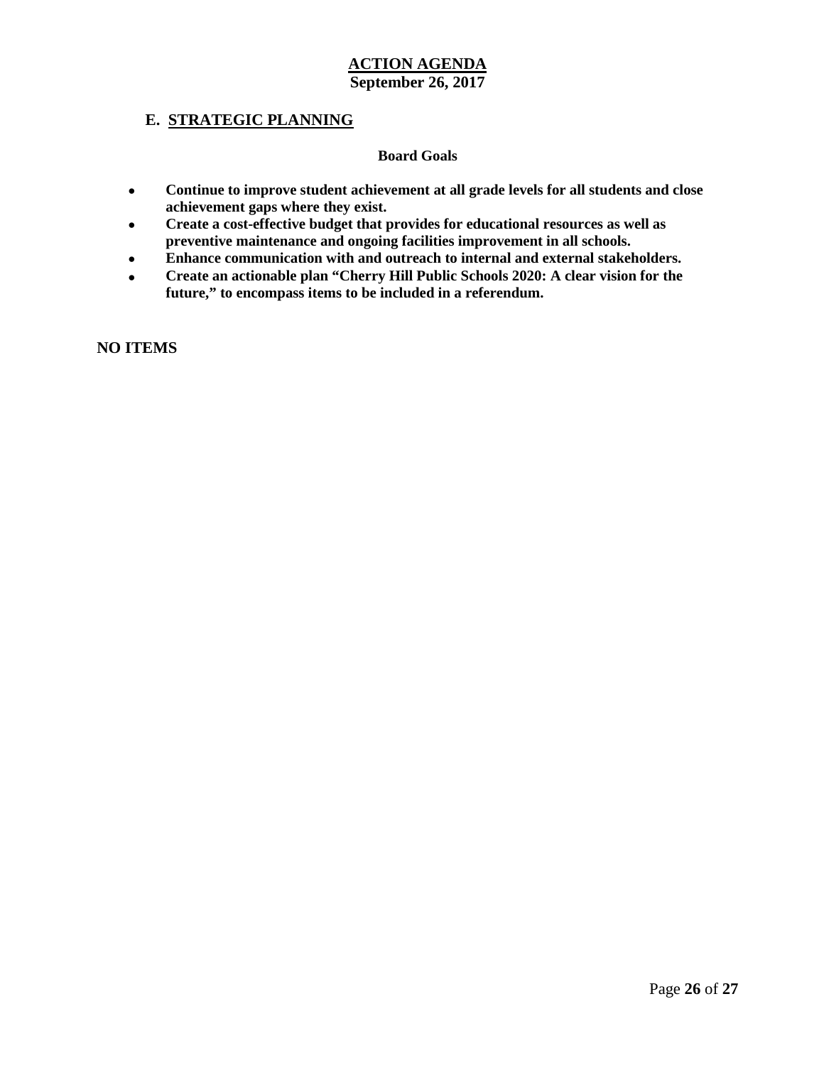# ACTION AGENDA
**September 26, 2017**

## E. STRATEGIC PLANNING

**Board Goals**

- **Continue to improve student achievement at all grade levels for all students and close achievement gaps where they exist.**
- **Create a cost-effective budget that provides for educational resources as well as preventive maintenance and ongoing facilities improvement in all schools.**
- **Enhance communication with and outreach to internal and external stakeholders.**
- **Create an actionable plan "Cherry Hill Public Schools 2020: A clear vision for the future," to encompass items to be included in a referendum.**

**NO ITEMS**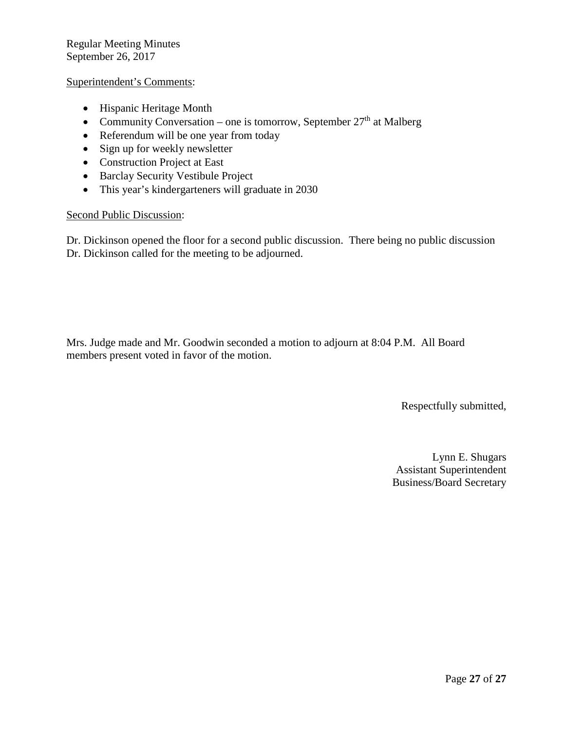Regular Meeting Minutes
September 26, 2017

Superintendent's Comments:

- Hispanic Heritage Month
- Community Conversation – one is tomorrow, September 27th at Malberg
- Referendum will be one year from today
- Sign up for weekly newsletter
- Construction Project at East
- Barclay Security Vestibule Project
- This year's kindergarteners will graduate in 2030

Second Public Discussion:

Dr. Dickinson opened the floor for a second public discussion. There being no public discussion Dr. Dickinson called for the meeting to be adjourned.

Mrs. Judge made and Mr. Goodwin seconded a motion to adjourn at 8:04 P.M. All Board members present voted in favor of the motion.

Respectfully submitted,

Lynn E. Shugars
Assistant Superintendent
Business/Board Secretary